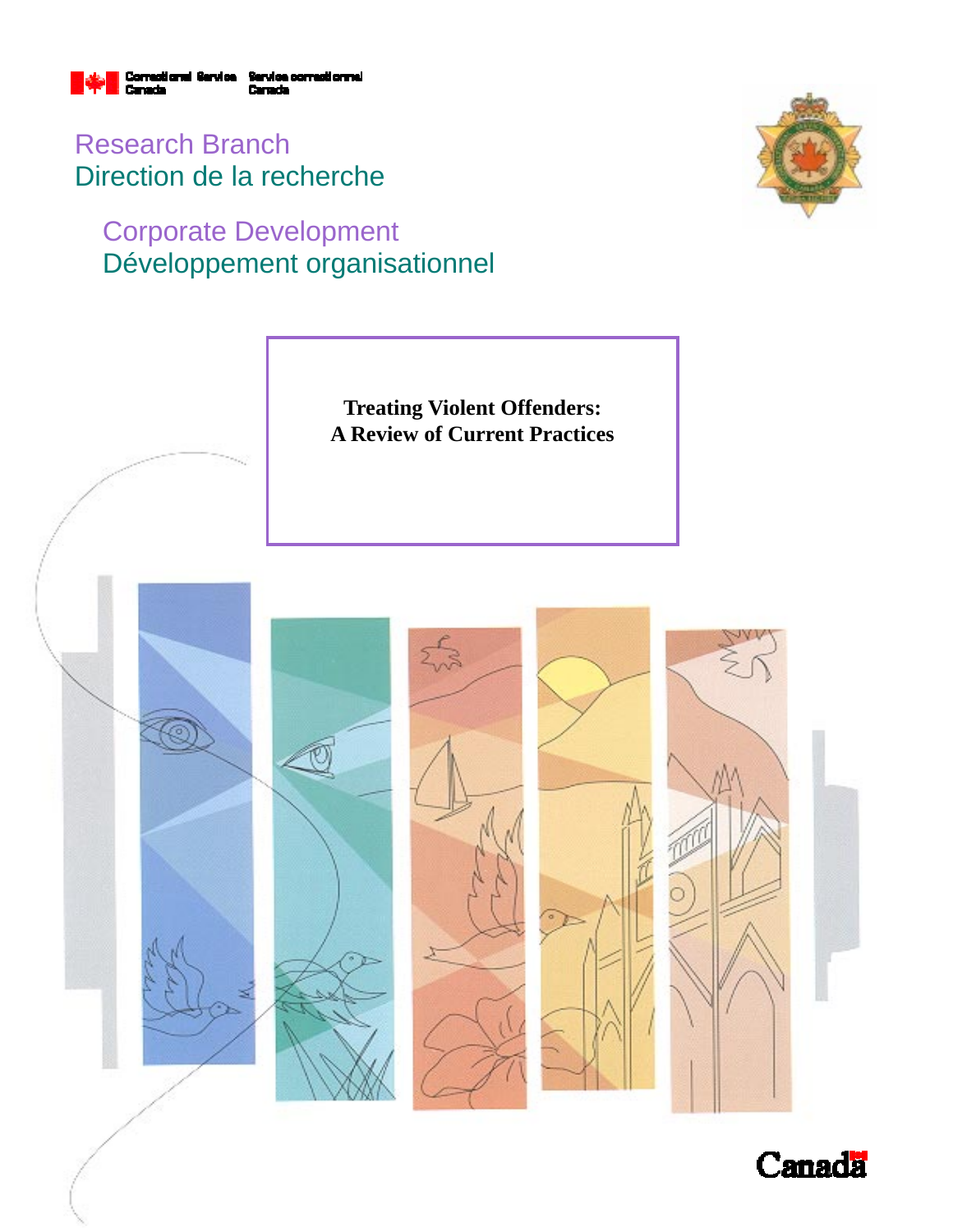Correctional Service Canada | Service correctionnel Canada

Research Branch
Direction de la recherche

Corporate Development
Développement organisationnel

# Treating Violent Offenders: A Review of Current Practices

Canada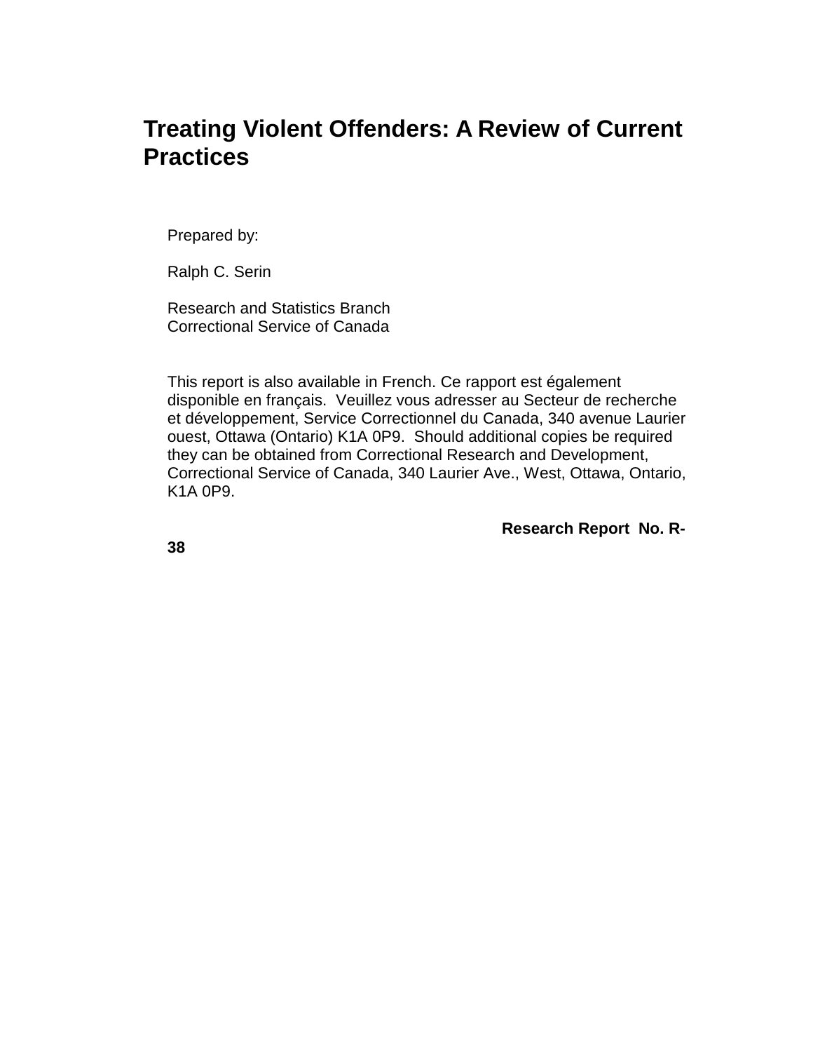# Treating Violent Offenders: A Review of Current Practices

Prepared by:

Ralph C. Serin

Research and Statistics Branch
Correctional Service of Canada

This report is also available in French. Ce rapport est également disponible en français. Veuillez vous adresser au Secteur de recherche et développement, Service Correctionnel du Canada, 340 avenue Laurier ouest, Ottawa (Ontario) K1A 0P9. Should additional copies be required they can be obtained from Correctional Research and Development, Correctional Service of Canada, 340 Laurier Ave., West, Ottawa, Ontario, K1A 0P9.

**Research Report No. R-38**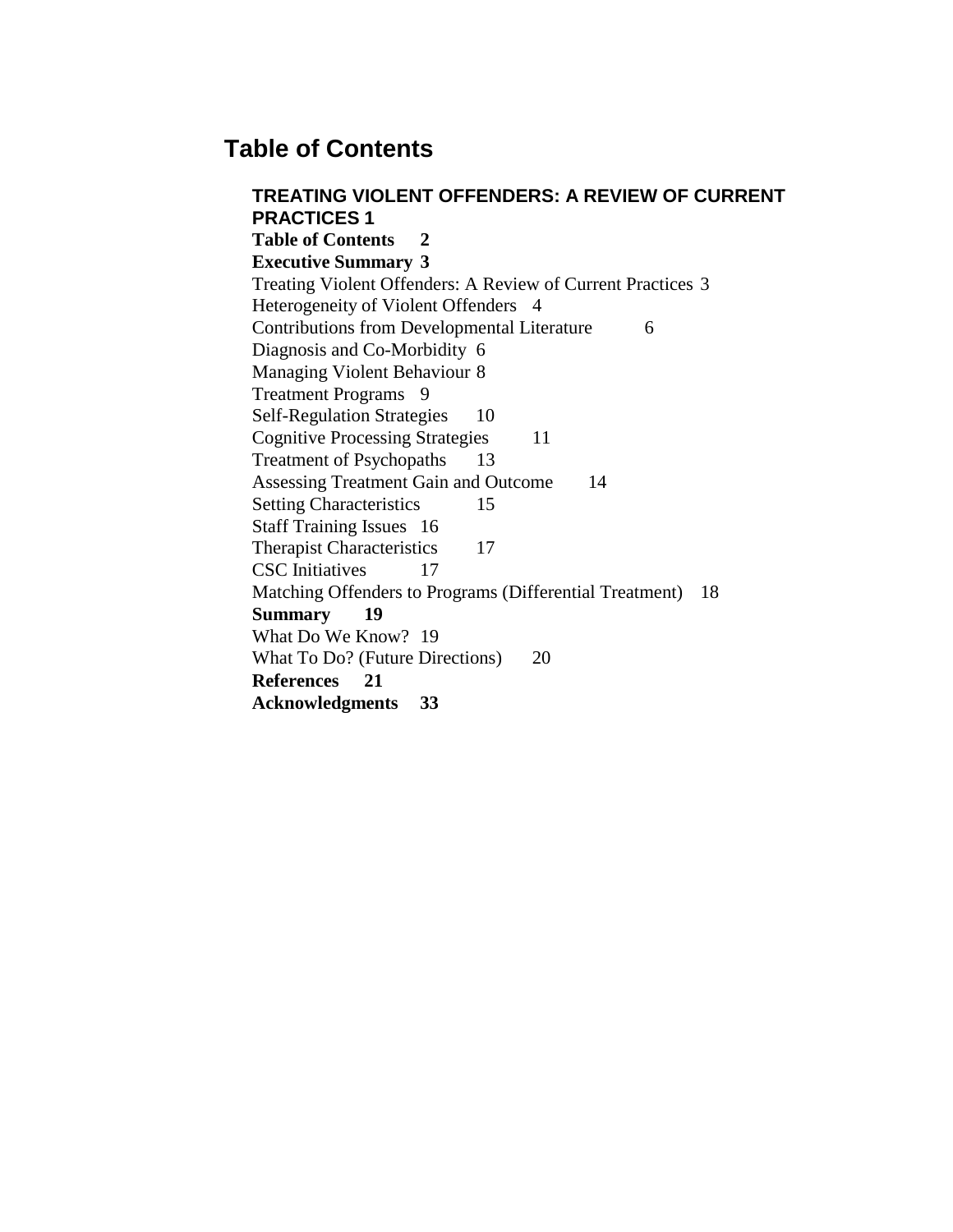# Table of Contents

**TREATING VIOLENT OFFENDERS: A REVIEW OF CURRENT PRACTICES 1**
**Table of Contents 2**
**Executive Summary 3**
Treating Violent Offenders: A Review of Current Practices 3
Heterogeneity of Violent Offenders 4
Contributions from Developmental Literature 6
Diagnosis and Co-Morbidity 6
Managing Violent Behaviour 8
Treatment Programs 9
Self-Regulation Strategies 10
Cognitive Processing Strategies 11
Treatment of Psychopaths 13
Assessing Treatment Gain and Outcome 14
Setting Characteristics 15
Staff Training Issues 16
Therapist Characteristics 17
CSC Initiatives 17
Matching Offenders to Programs (Differential Treatment) 18
**Summary 19**
What Do We Know? 19
What To Do? (Future Directions) 20
**References 21**
**Acknowledgments 33**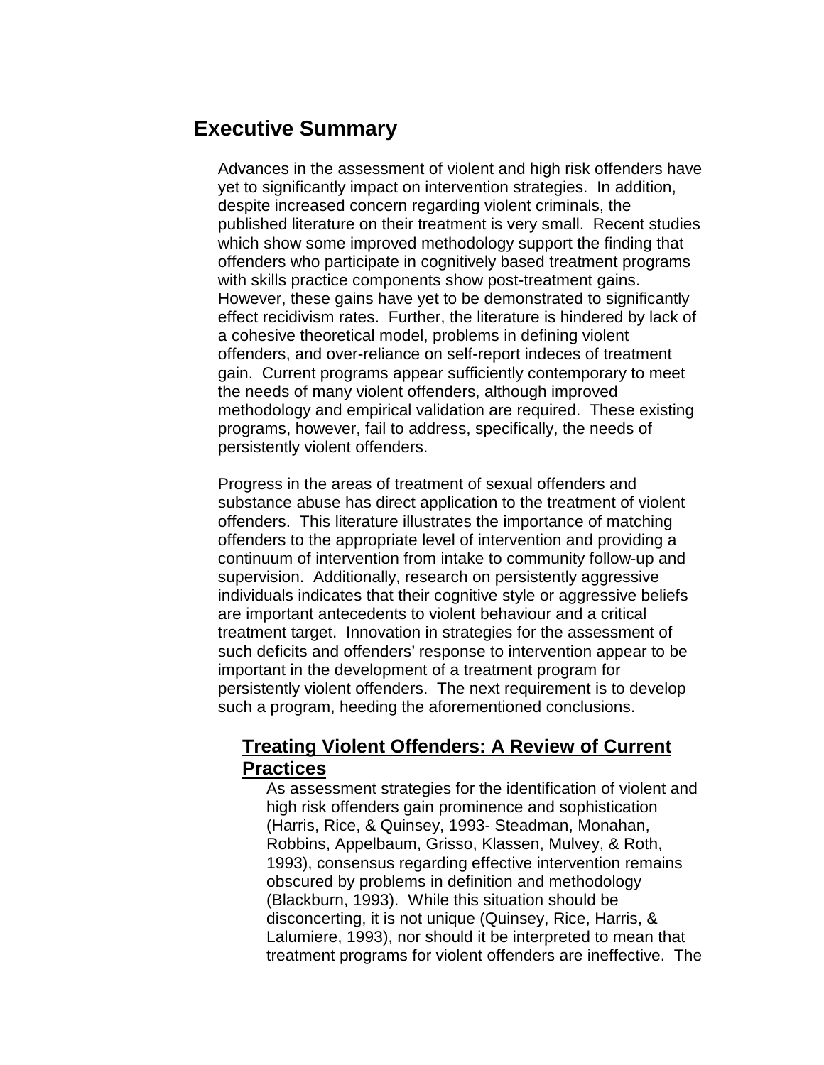## Executive Summary

Advances in the assessment of violent and high risk offenders have yet to significantly impact on intervention strategies. In addition, despite increased concern regarding violent criminals, the published literature on their treatment is very small. Recent studies which show some improved methodology support the finding that offenders who participate in cognitively based treatment programs with skills practice components show post-treatment gains. However, these gains have yet to be demonstrated to significantly effect recidivism rates. Further, the literature is hindered by lack of a cohesive theoretical model, problems in defining violent offenders, and over-reliance on self-report indeces of treatment gain. Current programs appear sufficiently contemporary to meet the needs of many violent offenders, although improved methodology and empirical validation are required. These existing programs, however, fail to address, specifically, the needs of persistently violent offenders.

Progress in the areas of treatment of sexual offenders and substance abuse has direct application to the treatment of violent offenders. This literature illustrates the importance of matching offenders to the appropriate level of intervention and providing a continuum of intervention from intake to community follow-up and supervision. Additionally, research on persistently aggressive individuals indicates that their cognitive style or aggressive beliefs are important antecedents to violent behaviour and a critical treatment target. Innovation in strategies for the assessment of such deficits and offenders' response to intervention appear to be important in the development of a treatment program for persistently violent offenders. The next requirement is to develop such a program, heeding the aforementioned conclusions.

### Treating Violent Offenders: A Review of Current Practices

As assessment strategies for the identification of violent and high risk offenders gain prominence and sophistication (Harris, Rice, & Quinsey, 1993- Steadman, Monahan, Robbins, Appelbaum, Grisso, Klassen, Mulvey, & Roth, 1993), consensus regarding effective intervention remains obscured by problems in definition and methodology (Blackburn, 1993). While this situation should be disconcerting, it is not unique (Quinsey, Rice, Harris, & Lalumiere, 1993), nor should it be interpreted to mean that treatment programs for violent offenders are ineffective. The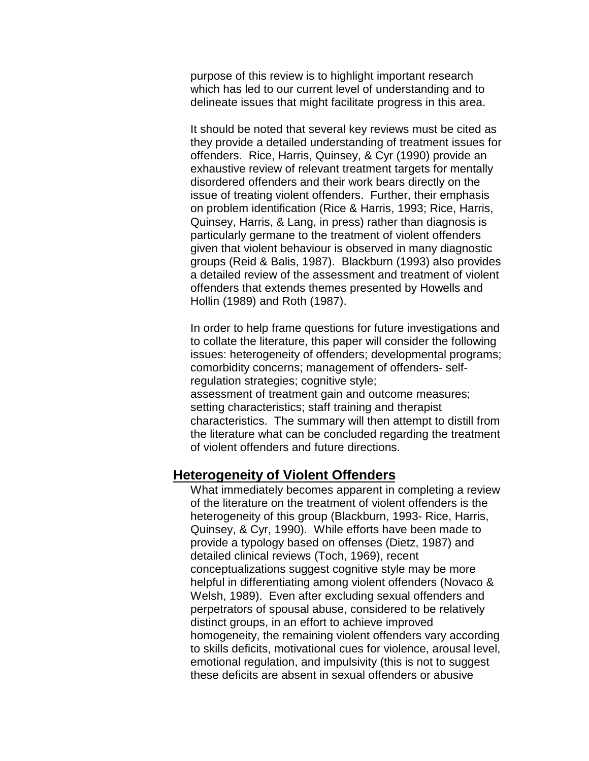purpose of this review is to highlight important research which has led to our current level of understanding and to delineate issues that might facilitate progress in this area.

It should be noted that several key reviews must be cited as they provide a detailed understanding of treatment issues for offenders. Rice, Harris, Quinsey, & Cyr (1990) provide an exhaustive review of relevant treatment targets for mentally disordered offenders and their work bears directly on the issue of treating violent offenders. Further, their emphasis on problem identification (Rice & Harris, 1993; Rice, Harris, Quinsey, Harris, & Lang, in press) rather than diagnosis is particularly germane to the treatment of violent offenders given that violent behaviour is observed in many diagnostic groups (Reid & Balis, 1987). Blackburn (1993) also provides a detailed review of the assessment and treatment of violent offenders that extends themes presented by Howells and Hollin (1989) and Roth (1987).

In order to help frame questions for future investigations and to collate the literature, this paper will consider the following issues: heterogeneity of offenders; developmental programs; comorbidity concerns; management of offenders- self-regulation strategies; cognitive style; assessment of treatment gain and outcome measures; setting characteristics; staff training and therapist characteristics. The summary will then attempt to distill from the literature what can be concluded regarding the treatment of violent offenders and future directions.

## Heterogeneity of Violent Offenders

What immediately becomes apparent in completing a review of the literature on the treatment of violent offenders is the heterogeneity of this group (Blackburn, 1993- Rice, Harris, Quinsey, & Cyr, 1990). While efforts have been made to provide a typology based on offenses (Dietz, 1987) and detailed clinical reviews (Toch, 1969), recent conceptualizations suggest cognitive style may be more helpful in differentiating among violent offenders (Novaco & Welsh, 1989). Even after excluding sexual offenders and perpetrators of spousal abuse, considered to be relatively distinct groups, in an effort to achieve improved homogeneity, the remaining violent offenders vary according to skills deficits, motivational cues for violence, arousal level, emotional regulation, and impulsivity (this is not to suggest these deficits are absent in sexual offenders or abusive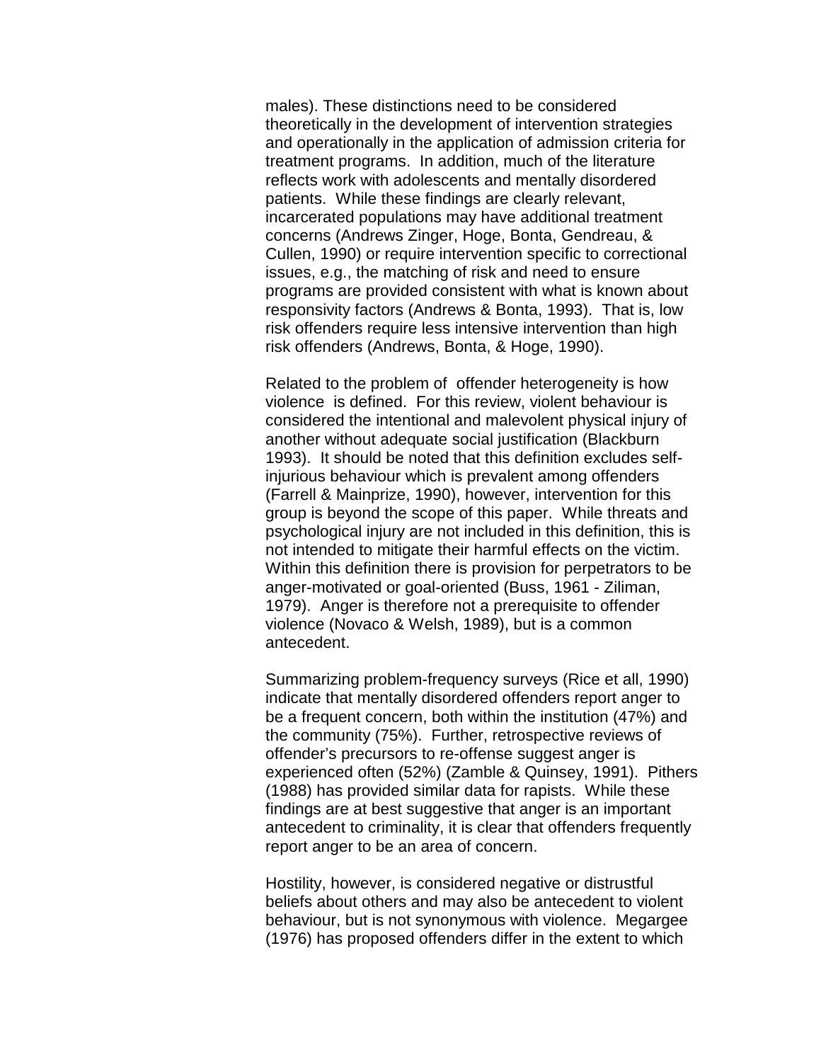males). These distinctions need to be considered theoretically in the development of intervention strategies and operationally in the application of admission criteria for treatment programs. In addition, much of the literature reflects work with adolescents and mentally disordered patients. While these findings are clearly relevant, incarcerated populations may have additional treatment concerns (Andrews Zinger, Hoge, Bonta, Gendreau, & Cullen, 1990) or require intervention specific to correctional issues, e.g., the matching of risk and need to ensure programs are provided consistent with what is known about responsivity factors (Andrews & Bonta, 1993). That is, low risk offenders require less intensive intervention than high risk offenders (Andrews, Bonta, & Hoge, 1990).

Related to the problem of offender heterogeneity is how violence is defined. For this review, violent behaviour is considered the intentional and malevolent physical injury of another without adequate social justification (Blackburn 1993). It should be noted that this definition excludes self-injurious behaviour which is prevalent among offenders (Farrell & Mainprize, 1990), however, intervention for this group is beyond the scope of this paper. While threats and psychological injury are not included in this definition, this is not intended to mitigate their harmful effects on the victim. Within this definition there is provision for perpetrators to be anger-motivated or goal-oriented (Buss, 1961 - Ziliman, 1979). Anger is therefore not a prerequisite to offender violence (Novaco & Welsh, 1989), but is a common antecedent.

Summarizing problem-frequency surveys (Rice et all, 1990) indicate that mentally disordered offenders report anger to be a frequent concern, both within the institution (47%) and the community (75%). Further, retrospective reviews of offender's precursors to re-offense suggest anger is experienced often (52%) (Zamble & Quinsey, 1991). Pithers (1988) has provided similar data for rapists. While these findings are at best suggestive that anger is an important antecedent to criminality, it is clear that offenders frequently report anger to be an area of concern.

Hostility, however, is considered negative or distrustful beliefs about others and may also be antecedent to violent behaviour, but is not synonymous with violence. Megargee (1976) has proposed offenders differ in the extent to which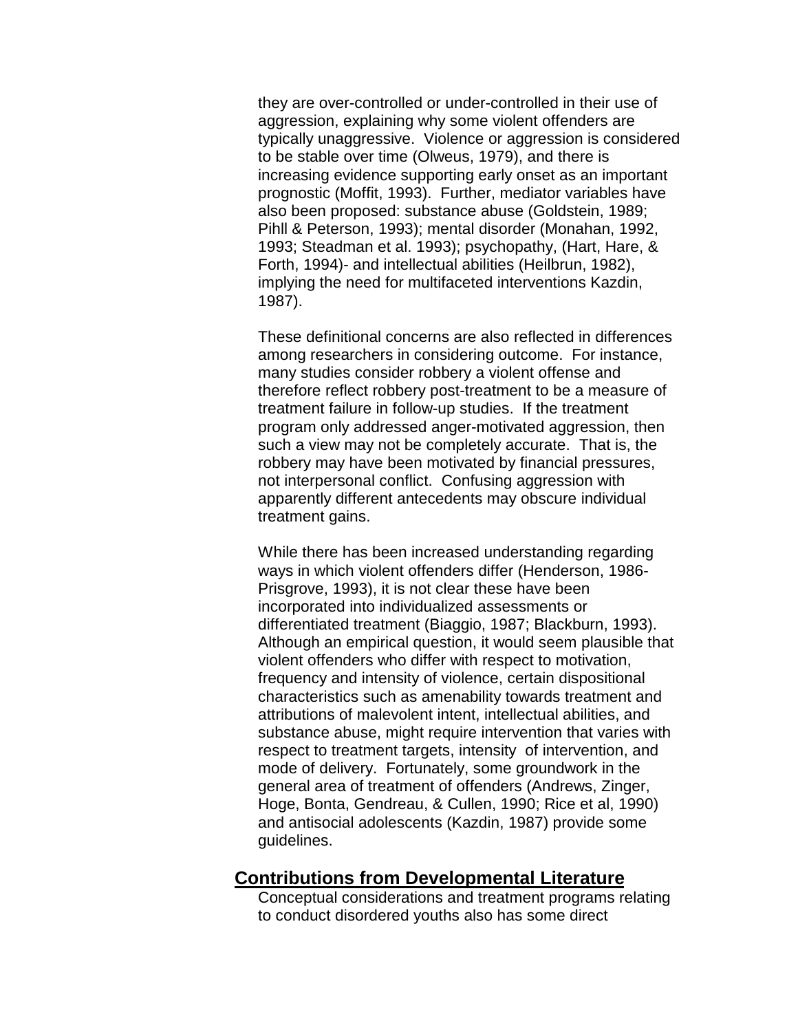they are over-controlled or under-controlled in their use of aggression, explaining why some violent offenders are typically unaggressive. Violence or aggression is considered to be stable over time (Olweus, 1979), and there is increasing evidence supporting early onset as an important prognostic (Moffit, 1993). Further, mediator variables have also been proposed: substance abuse (Goldstein, 1989; Pihll & Peterson, 1993); mental disorder (Monahan, 1992, 1993; Steadman et al. 1993); psychopathy, (Hart, Hare, & Forth, 1994)- and intellectual abilities (Heilbrun, 1982), implying the need for multifaceted interventions Kazdin, 1987).

These definitional concerns are also reflected in differences among researchers in considering outcome. For instance, many studies consider robbery a violent offense and therefore reflect robbery post-treatment to be a measure of treatment failure in follow-up studies. If the treatment program only addressed anger-motivated aggression, then such a view may not be completely accurate. That is, the robbery may have been motivated by financial pressures, not interpersonal conflict. Confusing aggression with apparently different antecedents may obscure individual treatment gains.

While there has been increased understanding regarding ways in which violent offenders differ (Henderson, 1986- Prisgrove, 1993), it is not clear these have been incorporated into individualized assessments or differentiated treatment (Biaggio, 1987; Blackburn, 1993). Although an empirical question, it would seem plausible that violent offenders who differ with respect to motivation, frequency and intensity of violence, certain dispositional characteristics such as amenability towards treatment and attributions of malevolent intent, intellectual abilities, and substance abuse, might require intervention that varies with respect to treatment targets, intensity of intervention, and mode of delivery. Fortunately, some groundwork in the general area of treatment of offenders (Andrews, Zinger, Hoge, Bonta, Gendreau, & Cullen, 1990; Rice et al, 1990) and antisocial adolescents (Kazdin, 1987) provide some guidelines.

## Contributions from Developmental Literature

Conceptual considerations and treatment programs relating to conduct disordered youths also has some direct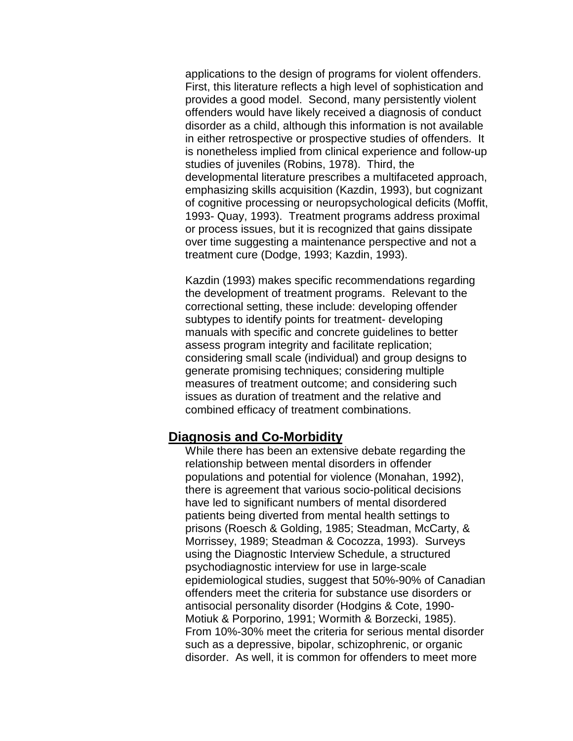applications to the design of programs for violent offenders. First, this literature reflects a high level of sophistication and provides a good model. Second, many persistently violent offenders would have likely received a diagnosis of conduct disorder as a child, although this information is not available in either retrospective or prospective studies of offenders. It is nonetheless implied from clinical experience and follow-up studies of juveniles (Robins, 1978). Third, the developmental literature prescribes a multifaceted approach, emphasizing skills acquisition (Kazdin, 1993), but cognizant of cognitive processing or neuropsychological deficits (Moffit, 1993- Quay, 1993). Treatment programs address proximal or process issues, but it is recognized that gains dissipate over time suggesting a maintenance perspective and not a treatment cure (Dodge, 1993; Kazdin, 1993).

Kazdin (1993) makes specific recommendations regarding the development of treatment programs. Relevant to the correctional setting, these include: developing offender subtypes to identify points for treatment- developing manuals with specific and concrete guidelines to better assess program integrity and facilitate replication; considering small scale (individual) and group designs to generate promising techniques; considering multiple measures of treatment outcome; and considering such issues as duration of treatment and the relative and combined efficacy of treatment combinations.

## Diagnosis and Co-Morbidity

While there has been an extensive debate regarding the relationship between mental disorders in offender populations and potential for violence (Monahan, 1992), there is agreement that various socio-political decisions have led to significant numbers of mental disordered patients being diverted from mental health settings to prisons (Roesch & Golding, 1985; Steadman, McCarty, & Morrissey, 1989; Steadman & Cocozza, 1993). Surveys using the Diagnostic Interview Schedule, a structured psychodiagnostic interview for use in large-scale epidemiological studies, suggest that 50%-90% of Canadian offenders meet the criteria for substance use disorders or antisocial personality disorder (Hodgins & Cote, 1990- Motiuk & Porporino, 1991; Wormith & Borzecki, 1985). From 10%-30% meet the criteria for serious mental disorder such as a depressive, bipolar, schizophrenic, or organic disorder. As well, it is common for offenders to meet more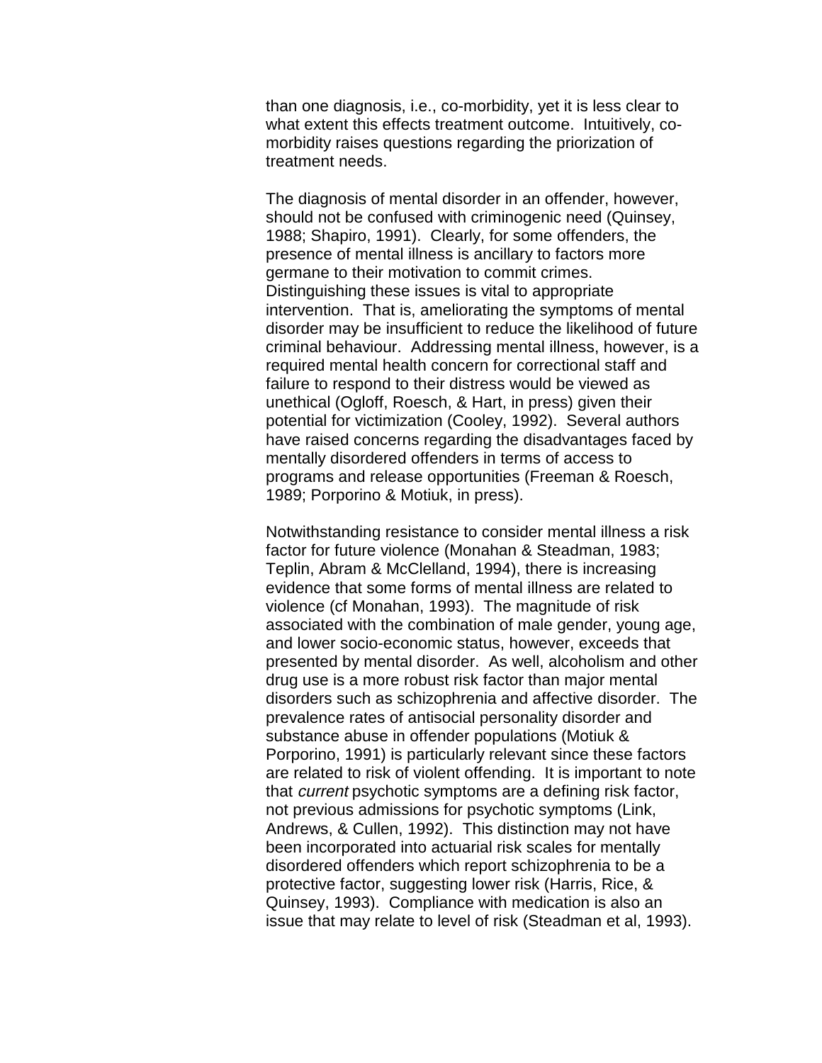than one diagnosis, i.e., co-morbidity, yet it is less clear to what extent this effects treatment outcome. Intuitively, co-morbidity raises questions regarding the priorization of treatment needs.

The diagnosis of mental disorder in an offender, however, should not be confused with criminogenic need (Quinsey, 1988; Shapiro, 1991). Clearly, for some offenders, the presence of mental illness is ancillary to factors more germane to their motivation to commit crimes. Distinguishing these issues is vital to appropriate intervention. That is, ameliorating the symptoms of mental disorder may be insufficient to reduce the likelihood of future criminal behaviour. Addressing mental illness, however, is a required mental health concern for correctional staff and failure to respond to their distress would be viewed as unethical (Ogloff, Roesch, & Hart, in press) given their potential for victimization (Cooley, 1992). Several authors have raised concerns regarding the disadvantages faced by mentally disordered offenders in terms of access to programs and release opportunities (Freeman & Roesch, 1989; Porporino & Motiuk, in press).

Notwithstanding resistance to consider mental illness a risk factor for future violence (Monahan & Steadman, 1983; Teplin, Abram & McClelland, 1994), there is increasing evidence that some forms of mental illness are related to violence (cf Monahan, 1993). The magnitude of risk associated with the combination of male gender, young age, and lower socio-economic status, however, exceeds that presented by mental disorder. As well, alcoholism and other drug use is a more robust risk factor than major mental disorders such as schizophrenia and affective disorder. The prevalence rates of antisocial personality disorder and substance abuse in offender populations (Motiuk & Porporino, 1991) is particularly relevant since these factors are related to risk of violent offending. It is important to note that *current* psychotic symptoms are a defining risk factor, not previous admissions for psychotic symptoms (Link, Andrews, & Cullen, 1992). This distinction may not have been incorporated into actuarial risk scales for mentally disordered offenders which report schizophrenia to be a protective factor, suggesting lower risk (Harris, Rice, & Quinsey, 1993). Compliance with medication is also an issue that may relate to level of risk (Steadman et al, 1993).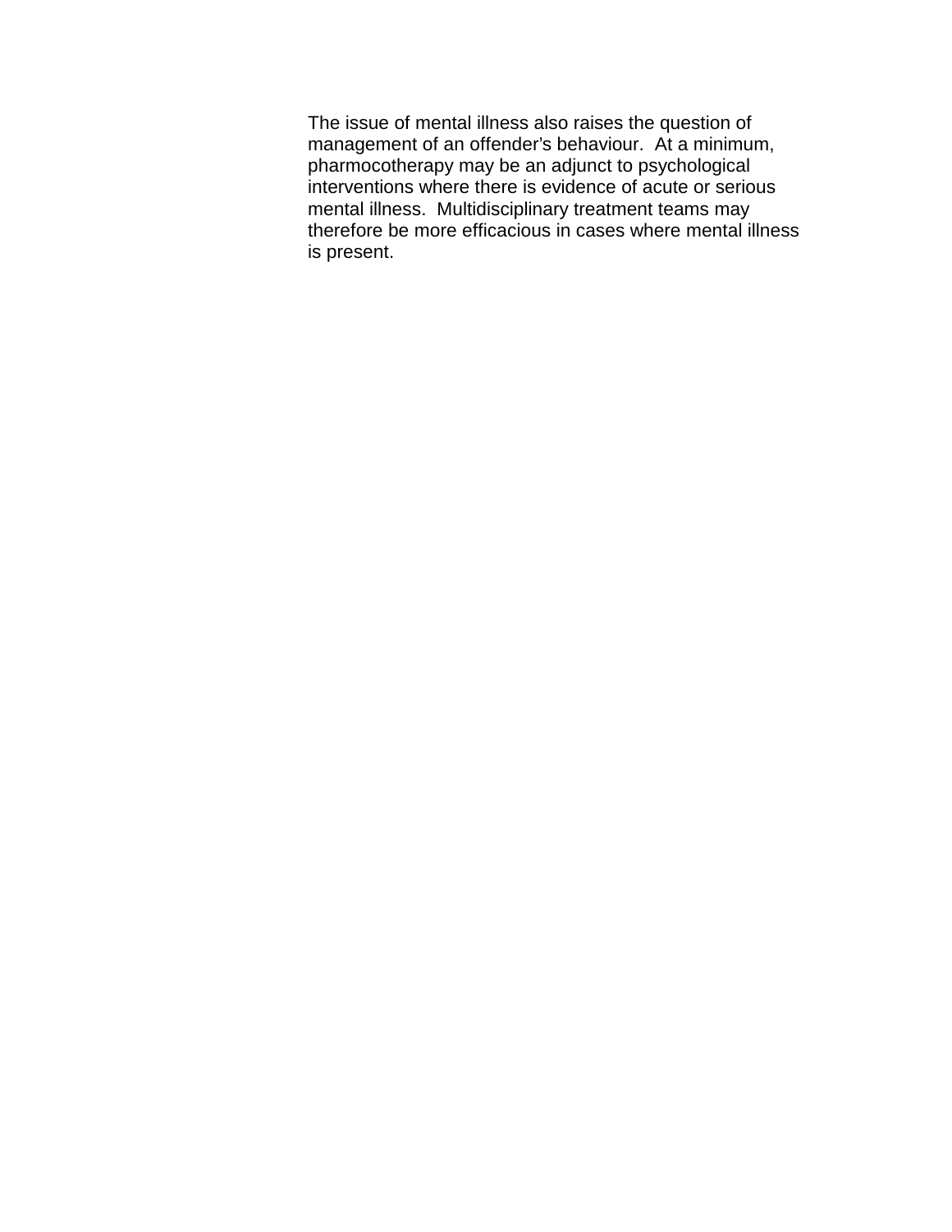The issue of mental illness also raises the question of management of an offender's behaviour. At a minimum, pharmocotherapy may be an adjunct to psychological interventions where there is evidence of acute or serious mental illness. Multidisciplinary treatment teams may therefore be more efficacious in cases where mental illness is present.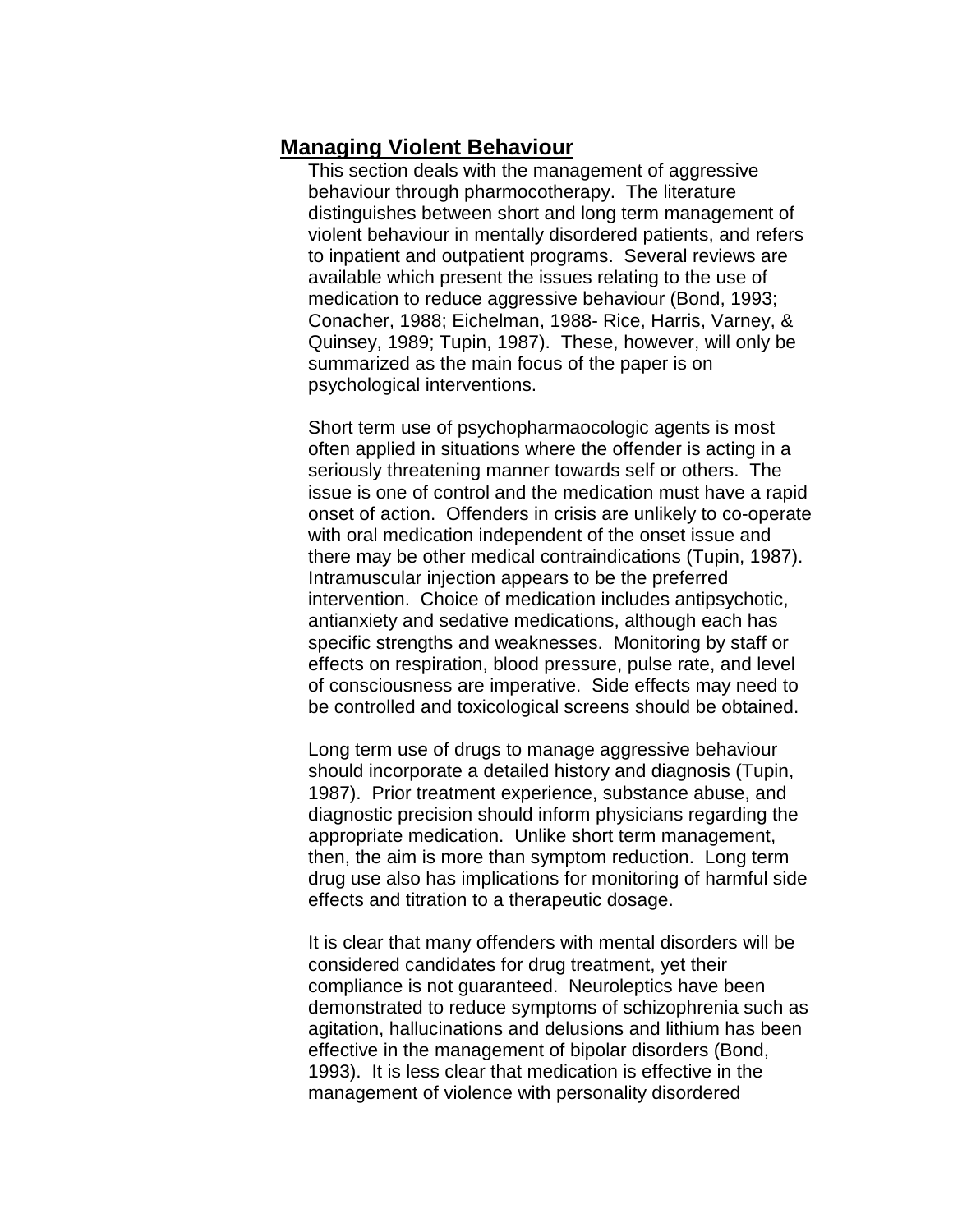## Managing Violent Behaviour

This section deals with the management of aggressive behaviour through pharmocotherapy. The literature distinguishes between short and long term management of violent behaviour in mentally disordered patients, and refers to inpatient and outpatient programs. Several reviews are available which present the issues relating to the use of medication to reduce aggressive behaviour (Bond, 1993; Conacher, 1988; Eichelman, 1988- Rice, Harris, Varney, & Quinsey, 1989; Tupin, 1987). These, however, will only be summarized as the main focus of the paper is on psychological interventions.

Short term use of psychopharmaocologic agents is most often applied in situations where the offender is acting in a seriously threatening manner towards self or others. The issue is one of control and the medication must have a rapid onset of action. Offenders in crisis are unlikely to co-operate with oral medication independent of the onset issue and there may be other medical contraindications (Tupin, 1987). Intramuscular injection appears to be the preferred intervention. Choice of medication includes antipsychotic, antianxiety and sedative medications, although each has specific strengths and weaknesses. Monitoring by staff or effects on respiration, blood pressure, pulse rate, and level of consciousness are imperative. Side effects may need to be controlled and toxicological screens should be obtained.

Long term use of drugs to manage aggressive behaviour should incorporate a detailed history and diagnosis (Tupin, 1987). Prior treatment experience, substance abuse, and diagnostic precision should inform physicians regarding the appropriate medication. Unlike short term management, then, the aim is more than symptom reduction. Long term drug use also has implications for monitoring of harmful side effects and titration to a therapeutic dosage.

It is clear that many offenders with mental disorders will be considered candidates for drug treatment, yet their compliance is not guaranteed. Neuroleptics have been demonstrated to reduce symptoms of schizophrenia such as agitation, hallucinations and delusions and lithium has been effective in the management of bipolar disorders (Bond, 1993). It is less clear that medication is effective in the management of violence with personality disordered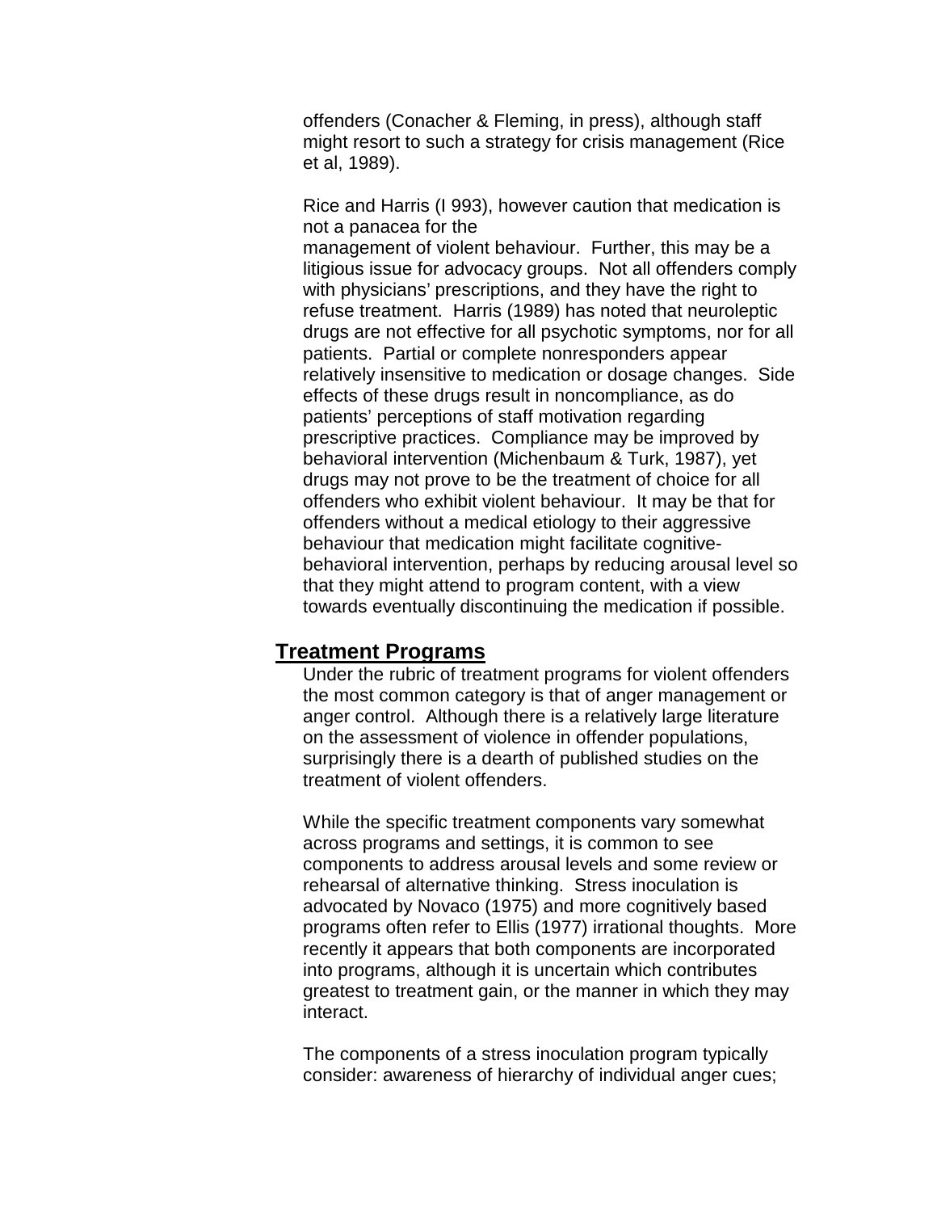offenders (Conacher & Fleming, in press), although staff might resort to such a strategy for crisis management (Rice et al, 1989).

Rice and Harris (I 993), however caution that medication is not a panacea for the management of violent behaviour. Further, this may be a litigious issue for advocacy groups. Not all offenders comply with physicians' prescriptions, and they have the right to refuse treatment. Harris (1989) has noted that neuroleptic drugs are not effective for all psychotic symptoms, nor for all patients. Partial or complete nonresponders appear relatively insensitive to medication or dosage changes. Side effects of these drugs result in noncompliance, as do patients' perceptions of staff motivation regarding prescriptive practices. Compliance may be improved by behavioral intervention (Michenbaum & Turk, 1987), yet drugs may not prove to be the treatment of choice for all offenders who exhibit violent behaviour. It may be that for offenders without a medical etiology to their aggressive behaviour that medication might facilitate cognitive-behavioral intervention, perhaps by reducing arousal level so that they might attend to program content, with a view towards eventually discontinuing the medication if possible.

## Treatment Programs

Under the rubric of treatment programs for violent offenders the most common category is that of anger management or anger control. Although there is a relatively large literature on the assessment of violence in offender populations, surprisingly there is a dearth of published studies on the treatment of violent offenders.

While the specific treatment components vary somewhat across programs and settings, it is common to see components to address arousal levels and some review or rehearsal of alternative thinking. Stress inoculation is advocated by Novaco (1975) and more cognitively based programs often refer to Ellis (1977) irrational thoughts. More recently it appears that both components are incorporated into programs, although it is uncertain which contributes greatest to treatment gain, or the manner in which they may interact.

The components of a stress inoculation program typically consider: awareness of hierarchy of individual anger cues;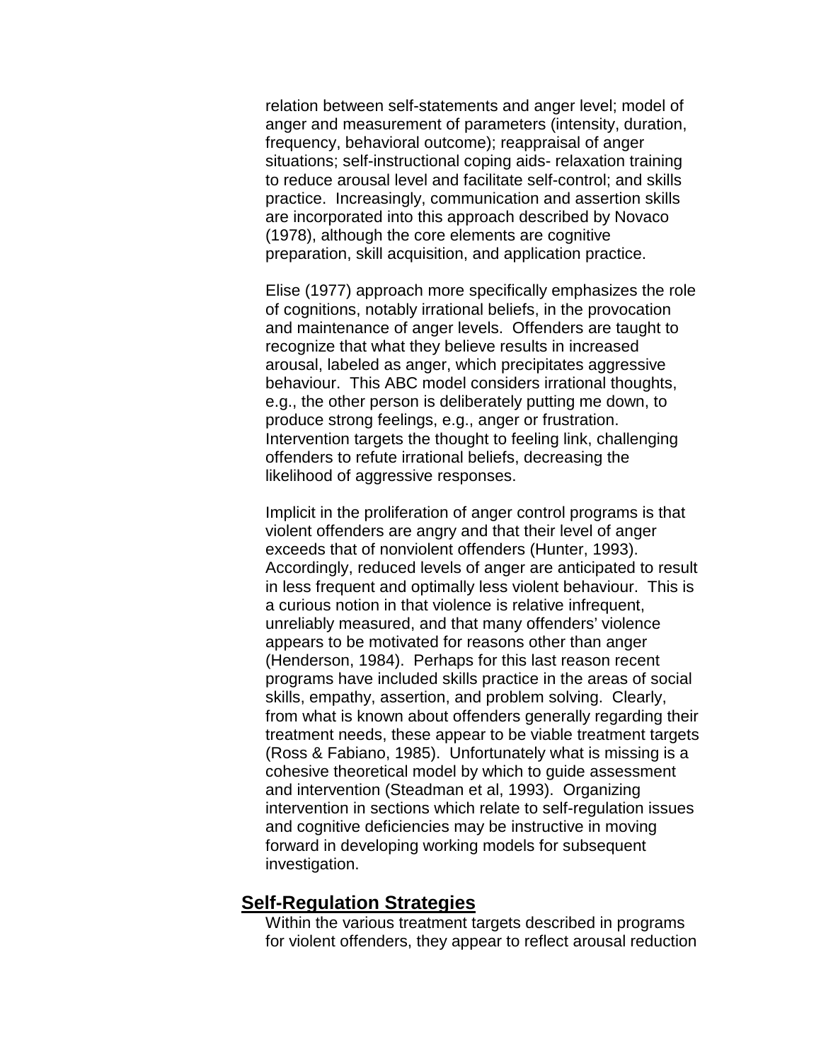relation between self-statements and anger level; model of anger and measurement of parameters (intensity, duration, frequency, behavioral outcome); reappraisal of anger situations; self-instructional coping aids- relaxation training to reduce arousal level and facilitate self-control; and skills practice. Increasingly, communication and assertion skills are incorporated into this approach described by Novaco (1978), although the core elements are cognitive preparation, skill acquisition, and application practice.

Elise (1977) approach more specifically emphasizes the role of cognitions, notably irrational beliefs, in the provocation and maintenance of anger levels. Offenders are taught to recognize that what they believe results in increased arousal, labeled as anger, which precipitates aggressive behaviour. This ABC model considers irrational thoughts, e.g., the other person is deliberately putting me down, to produce strong feelings, e.g., anger or frustration. Intervention targets the thought to feeling link, challenging offenders to refute irrational beliefs, decreasing the likelihood of aggressive responses.

Implicit in the proliferation of anger control programs is that violent offenders are angry and that their level of anger exceeds that of nonviolent offenders (Hunter, 1993). Accordingly, reduced levels of anger are anticipated to result in less frequent and optimally less violent behaviour. This is a curious notion in that violence is relative infrequent, unreliably measured, and that many offenders' violence appears to be motivated for reasons other than anger (Henderson, 1984). Perhaps for this last reason recent programs have included skills practice in the areas of social skills, empathy, assertion, and problem solving. Clearly, from what is known about offenders generally regarding their treatment needs, these appear to be viable treatment targets (Ross & Fabiano, 1985). Unfortunately what is missing is a cohesive theoretical model by which to guide assessment and intervention (Steadman et al, 1993). Organizing intervention in sections which relate to self-regulation issues and cognitive deficiencies may be instructive in moving forward in developing working models for subsequent investigation.

## Self-Regulation Strategies

Within the various treatment targets described in programs for violent offenders, they appear to reflect arousal reduction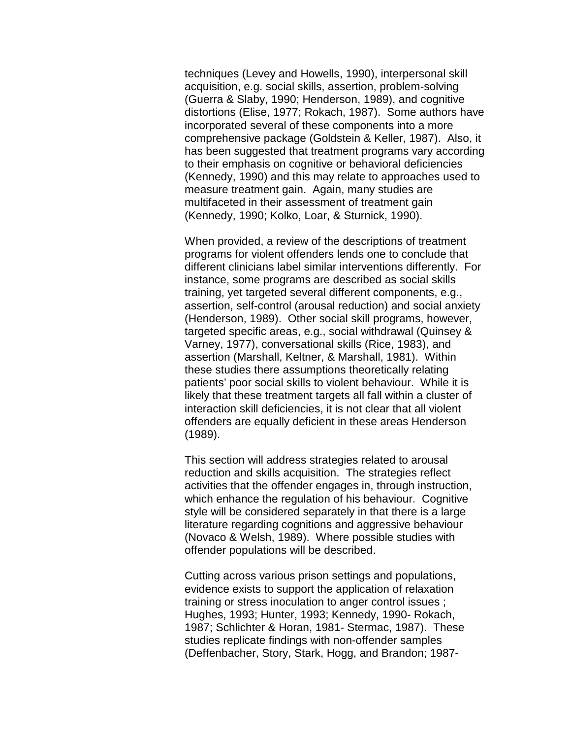techniques (Levey and Howells, 1990), interpersonal skill acquisition, e.g. social skills, assertion, problem-solving (Guerra & Slaby, 1990; Henderson, 1989), and cognitive distortions (Elise, 1977; Rokach, 1987). Some authors have incorporated several of these components into a more comprehensive package (Goldstein & Keller, 1987). Also, it has been suggested that treatment programs vary according to their emphasis on cognitive or behavioral deficiencies (Kennedy, 1990) and this may relate to approaches used to measure treatment gain. Again, many studies are multifaceted in their assessment of treatment gain (Kennedy, 1990; Kolko, Loar, & Sturnick, 1990).

When provided, a review of the descriptions of treatment programs for violent offenders lends one to conclude that different clinicians label similar interventions differently. For instance, some programs are described as social skills training, yet targeted several different components, e.g., assertion, self-control (arousal reduction) and social anxiety (Henderson, 1989). Other social skill programs, however, targeted specific areas, e.g., social withdrawal (Quinsey & Varney, 1977), conversational skills (Rice, 1983), and assertion (Marshall, Keltner, & Marshall, 1981). Within these studies there assumptions theoretically relating patients' poor social skills to violent behaviour. While it is likely that these treatment targets all fall within a cluster of interaction skill deficiencies, it is not clear that all violent offenders are equally deficient in these areas Henderson (1989).

This section will address strategies related to arousal reduction and skills acquisition. The strategies reflect activities that the offender engages in, through instruction, which enhance the regulation of his behaviour. Cognitive style will be considered separately in that there is a large literature regarding cognitions and aggressive behaviour (Novaco & Welsh, 1989). Where possible studies with offender populations will be described.

Cutting across various prison settings and populations, evidence exists to support the application of relaxation training or stress inoculation to anger control issues ; Hughes, 1993; Hunter, 1993; Kennedy, 1990- Rokach, 1987; Schlichter & Horan, 1981- Stermac, 1987). These studies replicate findings with non-offender samples (Deffenbacher, Story, Stark, Hogg, and Brandon; 1987-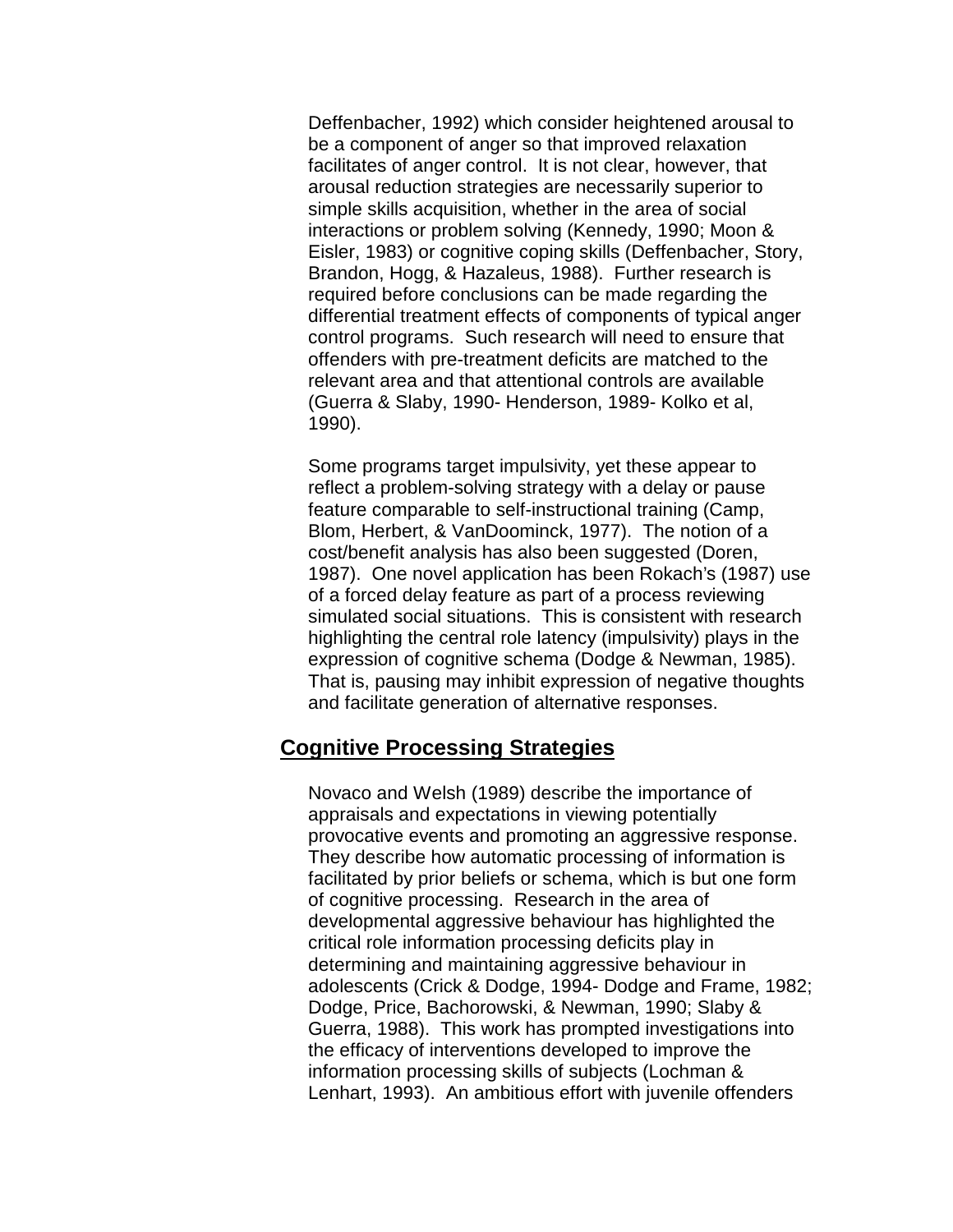Deffenbacher, 1992) which consider heightened arousal to be a component of anger so that improved relaxation facilitates of anger control. It is not clear, however, that arousal reduction strategies are necessarily superior to simple skills acquisition, whether in the area of social interactions or problem solving (Kennedy, 1990; Moon & Eisler, 1983) or cognitive coping skills (Deffenbacher, Story, Brandon, Hogg, & Hazaleus, 1988). Further research is required before conclusions can be made regarding the differential treatment effects of components of typical anger control programs. Such research will need to ensure that offenders with pre-treatment deficits are matched to the relevant area and that attentional controls are available (Guerra & Slaby, 1990- Henderson, 1989- Kolko et al, 1990).

Some programs target impulsivity, yet these appear to reflect a problem-solving strategy with a delay or pause feature comparable to self-instructional training (Camp, Blom, Herbert, & VanDoominck, 1977). The notion of a cost/benefit analysis has also been suggested (Doren, 1987). One novel application has been Rokach's (1987) use of a forced delay feature as part of a process reviewing simulated social situations. This is consistent with research highlighting the central role latency (impulsivity) plays in the expression of cognitive schema (Dodge & Newman, 1985). That is, pausing may inhibit expression of negative thoughts and facilitate generation of alternative responses.

## Cognitive Processing Strategies

Novaco and Welsh (1989) describe the importance of appraisals and expectations in viewing potentially provocative events and promoting an aggressive response. They describe how automatic processing of information is facilitated by prior beliefs or schema, which is but one form of cognitive processing. Research in the area of developmental aggressive behaviour has highlighted the critical role information processing deficits play in determining and maintaining aggressive behaviour in adolescents (Crick & Dodge, 1994- Dodge and Frame, 1982; Dodge, Price, Bachorowski, & Newman, 1990; Slaby & Guerra, 1988). This work has prompted investigations into the efficacy of interventions developed to improve the information processing skills of subjects (Lochman & Lenhart, 1993). An ambitious effort with juvenile offenders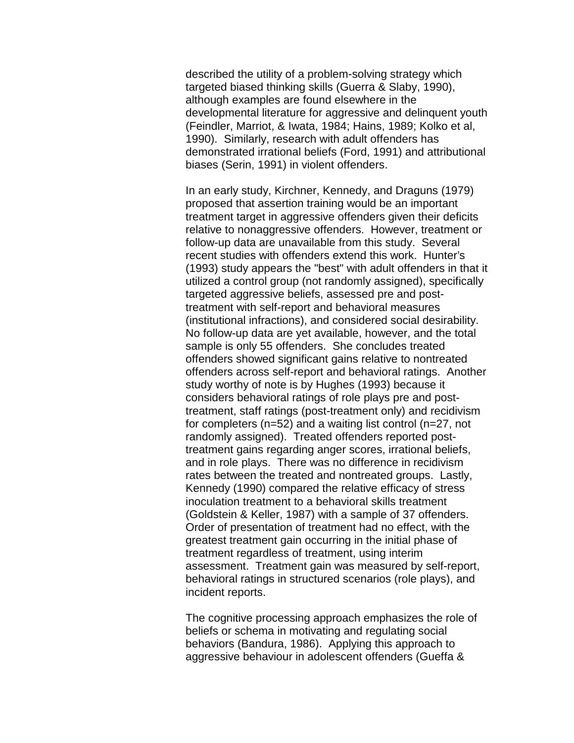described the utility of a problem-solving strategy which targeted biased thinking skills (Guerra & Slaby, 1990), although examples are found elsewhere in the developmental literature for aggressive and delinquent youth (Feindler, Marriot, & Iwata, 1984; Hains, 1989; Kolko et al, 1990). Similarly, research with adult offenders has demonstrated irrational beliefs (Ford, 1991) and attributional biases (Serin, 1991) in violent offenders.

In an early study, Kirchner, Kennedy, and Draguns (1979) proposed that assertion training would be an important treatment target in aggressive offenders given their deficits relative to nonaggressive offenders. However, treatment or follow-up data are unavailable from this study. Several recent studies with offenders extend this work. Hunter's (1993) study appears the "best" with adult offenders in that it utilized a control group (not randomly assigned), specifically targeted aggressive beliefs, assessed pre and post-treatment with self-report and behavioral measures (institutional infractions), and considered social desirability. No follow-up data are yet available, however, and the total sample is only 55 offenders. She concludes treated offenders showed significant gains relative to nontreated offenders across self-report and behavioral ratings. Another study worthy of note is by Hughes (1993) because it considers behavioral ratings of role plays pre and post-treatment, staff ratings (post-treatment only) and recidivism for completers (n=52) and a waiting list control (n=27, not randomly assigned). Treated offenders reported post-treatment gains regarding anger scores, irrational beliefs, and in role plays. There was no difference in recidivism rates between the treated and nontreated groups. Lastly, Kennedy (1990) compared the relative efficacy of stress inoculation treatment to a behavioral skills treatment (Goldstein & Keller, 1987) with a sample of 37 offenders. Order of presentation of treatment had no effect, with the greatest treatment gain occurring in the initial phase of treatment regardless of treatment, using interim assessment. Treatment gain was measured by self-report, behavioral ratings in structured scenarios (role plays), and incident reports.

The cognitive processing approach emphasizes the role of beliefs or schema in motivating and regulating social behaviors (Bandura, 1986). Applying this approach to aggressive behaviour in adolescent offenders (Gueffa &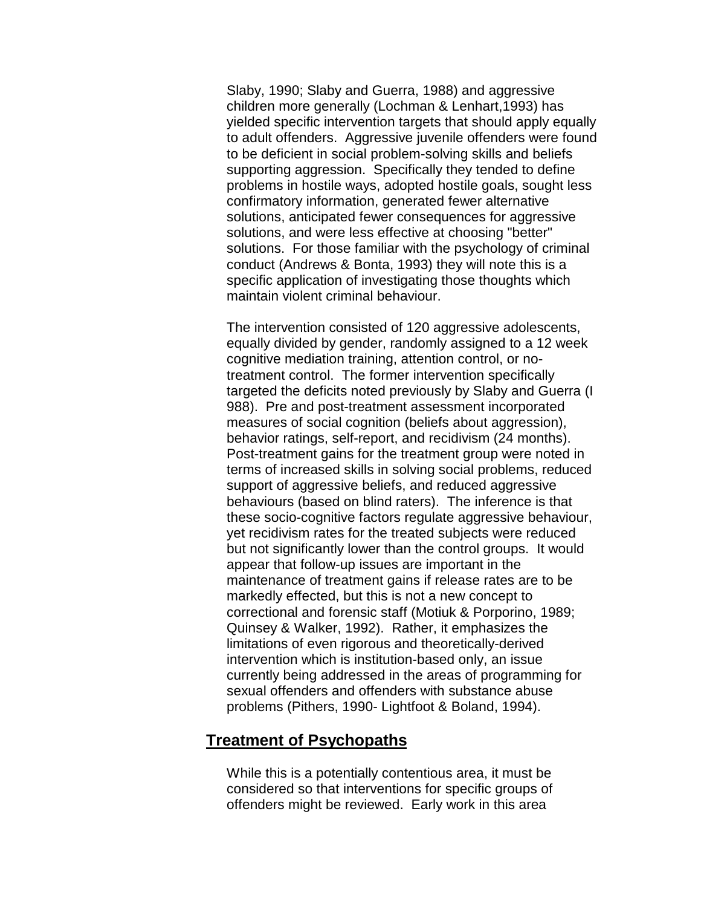Slaby, 1990; Slaby and Guerra, 1988) and aggressive children more generally (Lochman & Lenhart,1993) has yielded specific intervention targets that should apply equally to adult offenders. Aggressive juvenile offenders were found to be deficient in social problem-solving skills and beliefs supporting aggression. Specifically they tended to define problems in hostile ways, adopted hostile goals, sought less confirmatory information, generated fewer alternative solutions, anticipated fewer consequences for aggressive solutions, and were less effective at choosing "better" solutions. For those familiar with the psychology of criminal conduct (Andrews & Bonta, 1993) they will note this is a specific application of investigating those thoughts which maintain violent criminal behaviour.

The intervention consisted of 120 aggressive adolescents, equally divided by gender, randomly assigned to a 12 week cognitive mediation training, attention control, or no-treatment control. The former intervention specifically targeted the deficits noted previously by Slaby and Guerra (I 988). Pre and post-treatment assessment incorporated measures of social cognition (beliefs about aggression), behavior ratings, self-report, and recidivism (24 months). Post-treatment gains for the treatment group were noted in terms of increased skills in solving social problems, reduced support of aggressive beliefs, and reduced aggressive behaviours (based on blind raters). The inference is that these socio-cognitive factors regulate aggressive behaviour, yet recidivism rates for the treated subjects were reduced but not significantly lower than the control groups. It would appear that follow-up issues are important in the maintenance of treatment gains if release rates are to be markedly effected, but this is not a new concept to correctional and forensic staff (Motiuk & Porporino, 1989; Quinsey & Walker, 1992). Rather, it emphasizes the limitations of even rigorous and theoretically-derived intervention which is institution-based only, an issue currently being addressed in the areas of programming for sexual offenders and offenders with substance abuse problems (Pithers, 1990- Lightfoot & Boland, 1994).

## Treatment of Psychopaths

While this is a potentially contentious area, it must be considered so that interventions for specific groups of offenders might be reviewed. Early work in this area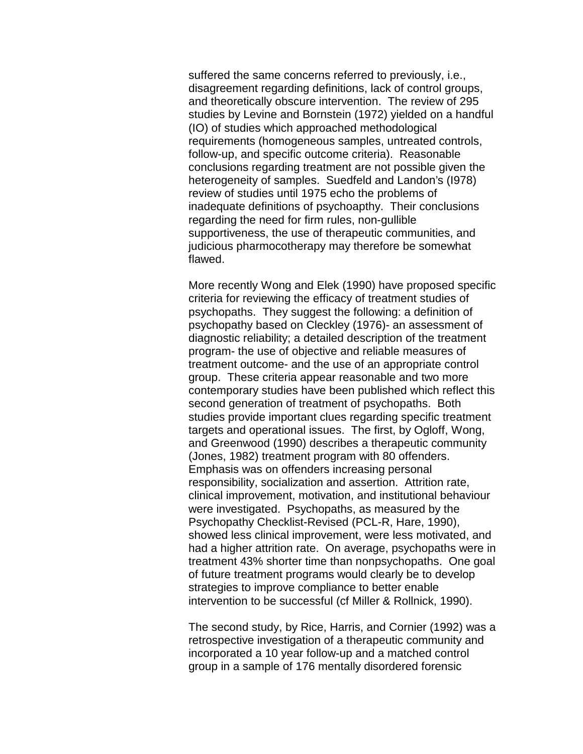suffered the same concerns referred to previously, i.e., disagreement regarding definitions, lack of control groups, and theoretically obscure intervention. The review of 295 studies by Levine and Bornstein (1972) yielded on a handful (IO) of studies which approached methodological requirements (homogeneous samples, untreated controls, follow-up, and specific outcome criteria). Reasonable conclusions regarding treatment are not possible given the heterogeneity of samples. Suedfeld and Landon's (I978) review of studies until 1975 echo the problems of inadequate definitions of psychoapthy. Their conclusions regarding the need for firm rules, non-gullible supportiveness, the use of therapeutic communities, and judicious pharmocotherapy may therefore be somewhat flawed.

More recently Wong and Elek (1990) have proposed specific criteria for reviewing the efficacy of treatment studies of psychopaths. They suggest the following: a definition of psychopathy based on Cleckley (1976)- an assessment of diagnostic reliability; a detailed description of the treatment program- the use of objective and reliable measures of treatment outcome- and the use of an appropriate control group. These criteria appear reasonable and two more contemporary studies have been published which reflect this second generation of treatment of psychopaths. Both studies provide important clues regarding specific treatment targets and operational issues. The first, by Ogloff, Wong, and Greenwood (1990) describes a therapeutic community (Jones, 1982) treatment program with 80 offenders. Emphasis was on offenders increasing personal responsibility, socialization and assertion. Attrition rate, clinical improvement, motivation, and institutional behaviour were investigated. Psychopaths, as measured by the Psychopathy Checklist-Revised (PCL-R, Hare, 1990), showed less clinical improvement, were less motivated, and had a higher attrition rate. On average, psychopaths were in treatment 43% shorter time than nonpsychopaths. One goal of future treatment programs would clearly be to develop strategies to improve compliance to better enable intervention to be successful (cf Miller & Rollnick, 1990).

The second study, by Rice, Harris, and Cornier (1992) was a retrospective investigation of a therapeutic community and incorporated a 10 year follow-up and a matched control group in a sample of 176 mentally disordered forensic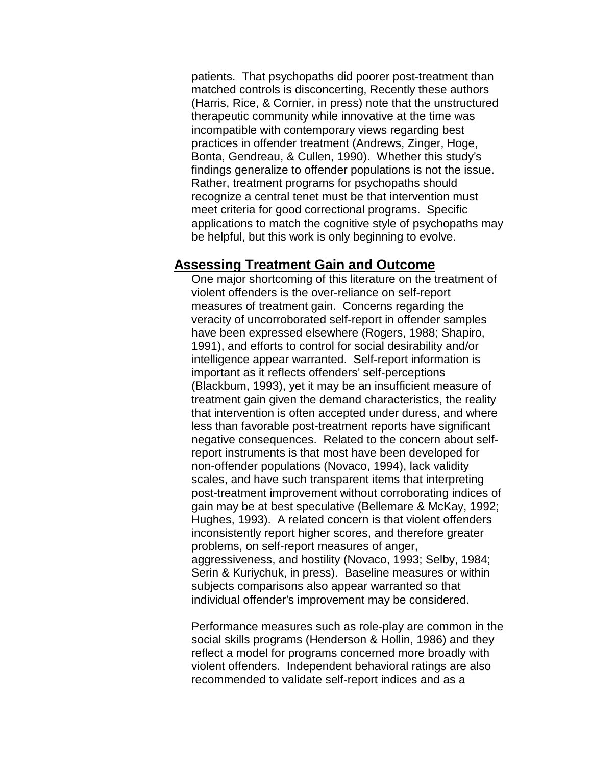patients. That psychopaths did poorer post-treatment than matched controls is disconcerting, Recently these authors (Harris, Rice, & Cornier, in press) note that the unstructured therapeutic community while innovative at the time was incompatible with contemporary views regarding best practices in offender treatment (Andrews, Zinger, Hoge, Bonta, Gendreau, & Cullen, 1990). Whether this study's findings generalize to offender populations is not the issue. Rather, treatment programs for psychopaths should recognize a central tenet must be that intervention must meet criteria for good correctional programs. Specific applications to match the cognitive style of psychopaths may be helpful, but this work is only beginning to evolve.

## Assessing Treatment Gain and Outcome

One major shortcoming of this literature on the treatment of violent offenders is the over-reliance on self-report measures of treatment gain. Concerns regarding the veracity of uncorroborated self-report in offender samples have been expressed elsewhere (Rogers, 1988; Shapiro, 1991), and efforts to control for social desirability and/or intelligence appear warranted. Self-report information is important as it reflects offenders' self-perceptions (Blackbum, 1993), yet it may be an insufficient measure of treatment gain given the demand characteristics, the reality that intervention is often accepted under duress, and where less than favorable post-treatment reports have significant negative consequences. Related to the concern about self-report instruments is that most have been developed for non-offender populations (Novaco, 1994), lack validity scales, and have such transparent items that interpreting post-treatment improvement without corroborating indices of gain may be at best speculative (Bellemare & McKay, 1992; Hughes, 1993). A related concern is that violent offenders inconsistently report higher scores, and therefore greater problems, on self-report measures of anger, aggressiveness, and hostility (Novaco, 1993; Selby, 1984; Serin & Kuriychuk, in press). Baseline measures or within subjects comparisons also appear warranted so that individual offender's improvement may be considered.

Performance measures such as role-play are common in the social skills programs (Henderson & Hollin, 1986) and they reflect a model for programs concerned more broadly with violent offenders. Independent behavioral ratings are also recommended to validate self-report indices and as a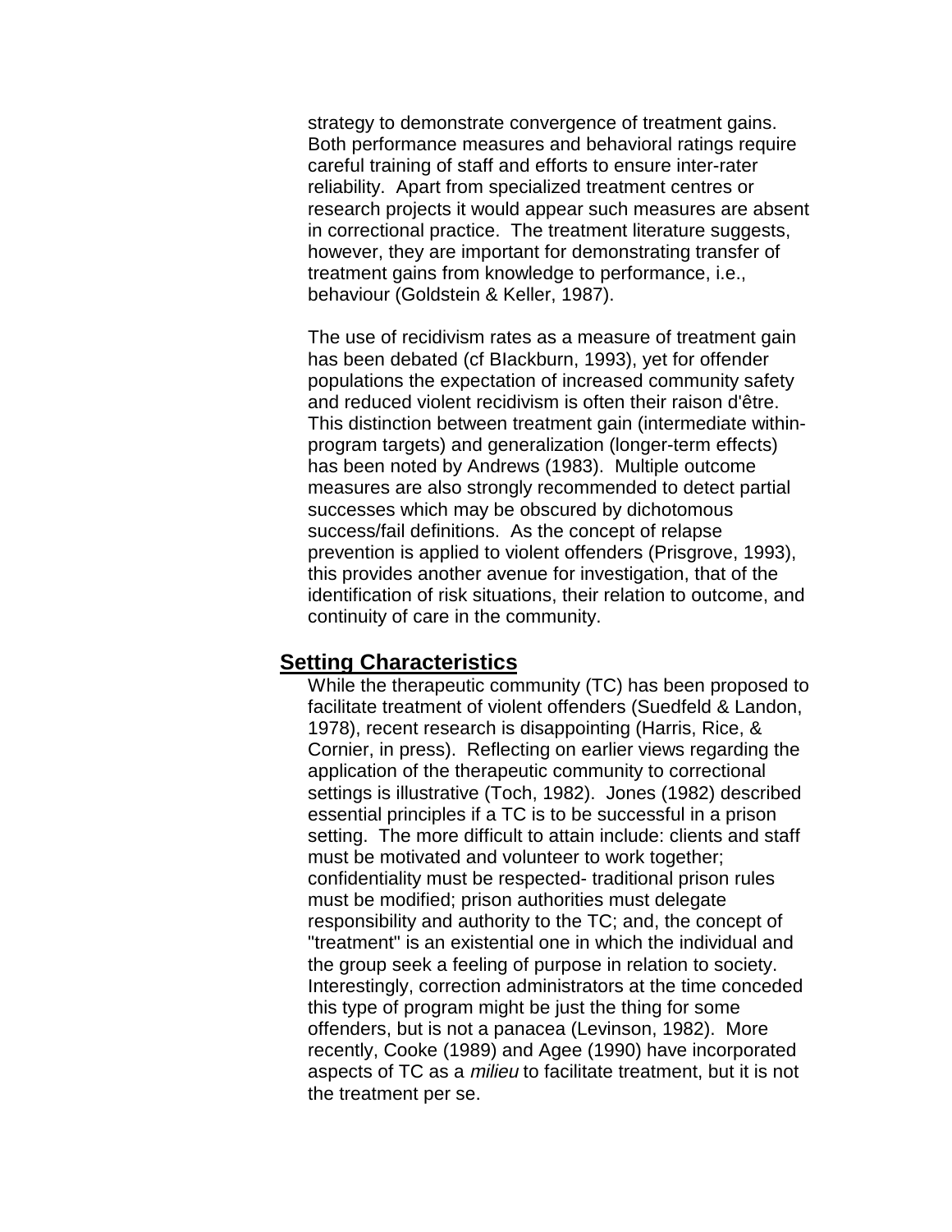strategy to demonstrate convergence of treatment gains. Both performance measures and behavioral ratings require careful training of staff and efforts to ensure inter-rater reliability. Apart from specialized treatment centres or research projects it would appear such measures are absent in correctional practice. The treatment literature suggests, however, they are important for demonstrating transfer of treatment gains from knowledge to performance, i.e., behaviour (Goldstein & Keller, 1987).

The use of recidivism rates as a measure of treatment gain has been debated (cf BIackburn, 1993), yet for offender populations the expectation of increased community safety and reduced violent recidivism is often their raison d'être. This distinction between treatment gain (intermediate within-program targets) and generalization (longer-term effects) has been noted by Andrews (1983). Multiple outcome measures are also strongly recommended to detect partial successes which may be obscured by dichotomous success/fail definitions. As the concept of relapse prevention is applied to violent offenders (Prisgrove, 1993), this provides another avenue for investigation, that of the identification of risk situations, their relation to outcome, and continuity of care in the community.

## Setting Characteristics

While the therapeutic community (TC) has been proposed to facilitate treatment of violent offenders (Suedfeld & Landon, 1978), recent research is disappointing (Harris, Rice, & Cornier, in press). Reflecting on earlier views regarding the application of the therapeutic community to correctional settings is illustrative (Toch, 1982). Jones (1982) described essential principles if a TC is to be successful in a prison setting. The more difficult to attain include: clients and staff must be motivated and volunteer to work together; confidentiality must be respected- traditional prison rules must be modified; prison authorities must delegate responsibility and authority to the TC; and, the concept of "treatment" is an existential one in which the individual and the group seek a feeling of purpose in relation to society. Interestingly, correction administrators at the time conceded this type of program might be just the thing for some offenders, but is not a panacea (Levinson, 1982). More recently, Cooke (1989) and Agee (1990) have incorporated aspects of TC as a *milieu* to facilitate treatment, but it is not the treatment per se.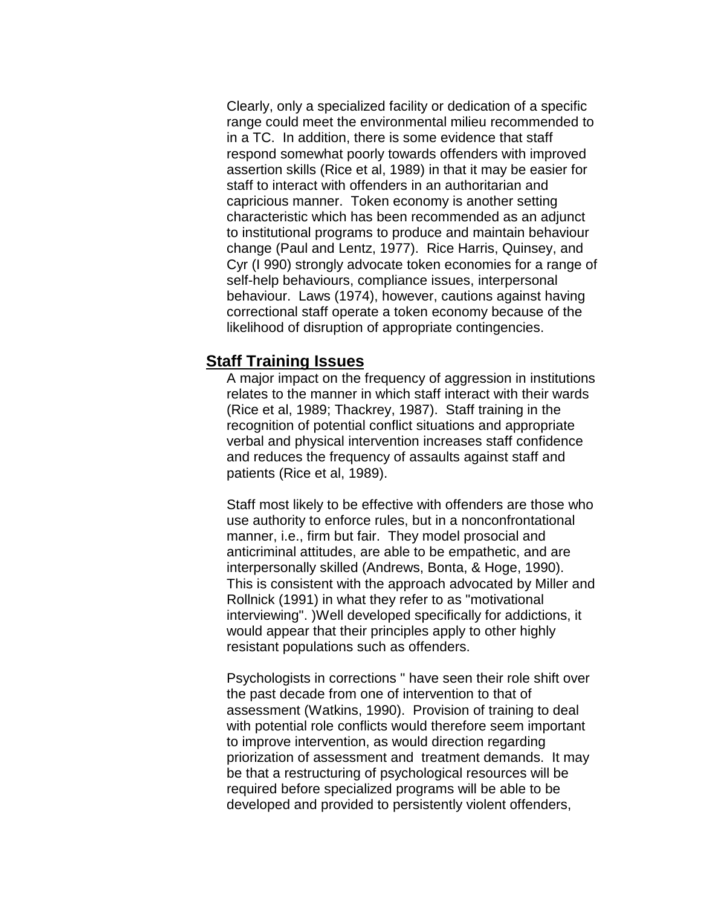Clearly, only a specialized facility or dedication of a specific range could meet the environmental milieu recommended to in a TC. In addition, there is some evidence that staff respond somewhat poorly towards offenders with improved assertion skills (Rice et al, 1989) in that it may be easier for staff to interact with offenders in an authoritarian and capricious manner. Token economy is another setting characteristic which has been recommended as an adjunct to institutional programs to produce and maintain behaviour change (Paul and Lentz, 1977). Rice Harris, Quinsey, and Cyr (I 990) strongly advocate token economies for a range of self-help behaviours, compliance issues, interpersonal behaviour. Laws (1974), however, cautions against having correctional staff operate a token economy because of the likelihood of disruption of appropriate contingencies.

## **Staff Training Issues**

A major impact on the frequency of aggression in institutions relates to the manner in which staff interact with their wards (Rice et al, 1989; Thackrey, 1987). Staff training in the recognition of potential conflict situations and appropriate verbal and physical intervention increases staff confidence and reduces the frequency of assaults against staff and patients (Rice et al, 1989).

Staff most likely to be effective with offenders are those who use authority to enforce rules, but in a nonconfrontational manner, i.e., firm but fair. They model prosocial and anticriminal attitudes, are able to be empathetic, and are interpersonally skilled (Andrews, Bonta, & Hoge, 1990). This is consistent with the approach advocated by Miller and Rollnick (1991) in what they refer to as "motivational interviewing". )Well developed specifically for addictions, it would appear that their principles apply to other highly resistant populations such as offenders.

Psychologists in corrections " have seen their role shift over the past decade from one of intervention to that of assessment (Watkins, 1990). Provision of training to deal with potential role conflicts would therefore seem important to improve intervention, as would direction regarding priorization of assessment and treatment demands. It may be that a restructuring of psychological resources will be required before specialized programs will be able to be developed and provided to persistently violent offenders,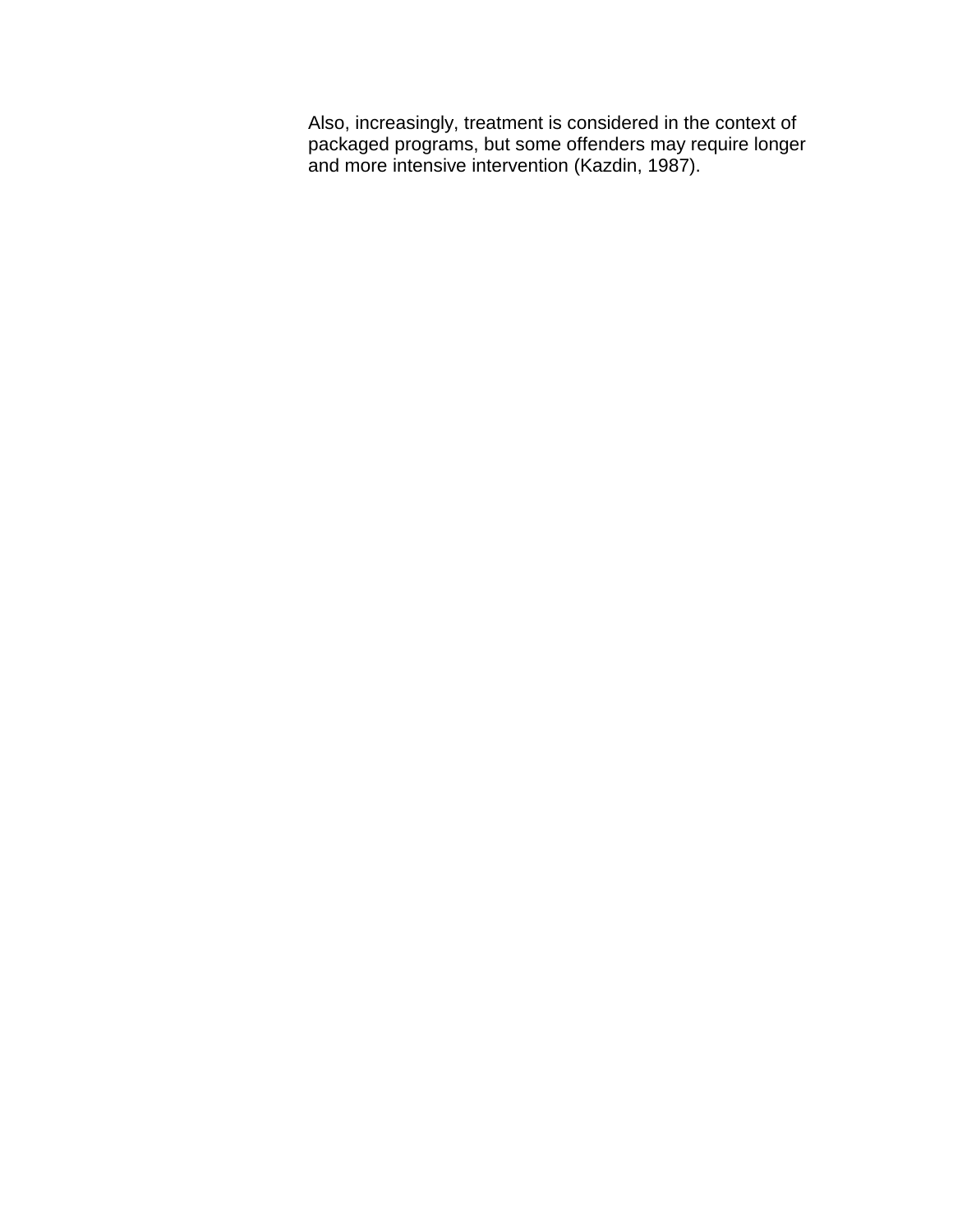Also, increasingly, treatment is considered in the context of packaged programs, but some offenders may require longer and more intensive intervention (Kazdin, 1987).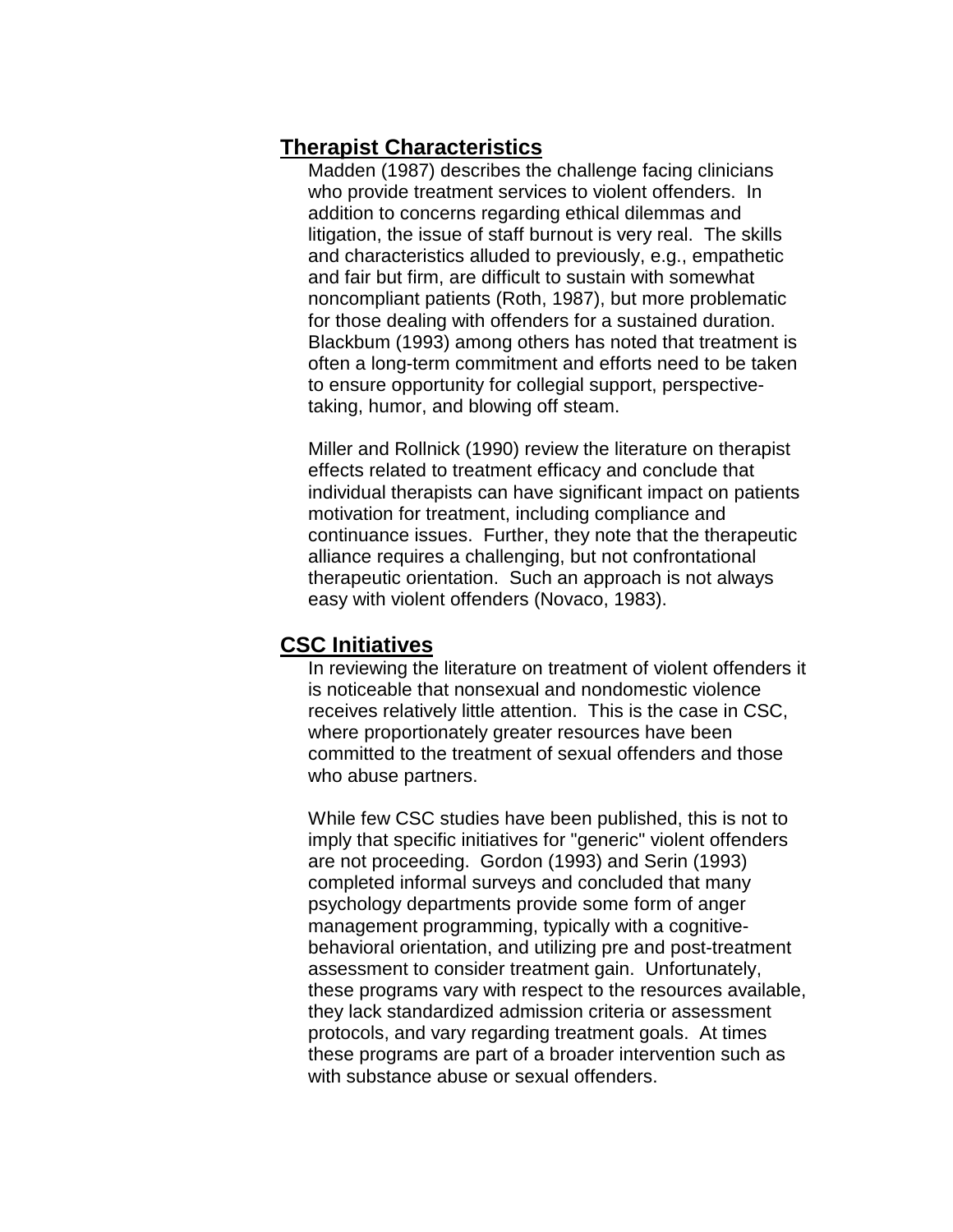## Therapist Characteristics

Madden (1987) describes the challenge facing clinicians who provide treatment services to violent offenders. In addition to concerns regarding ethical dilemmas and litigation, the issue of staff burnout is very real. The skills and characteristics alluded to previously, e.g., empathetic and fair but firm, are difficult to sustain with somewhat noncompliant patients (Roth, 1987), but more problematic for those dealing with offenders for a sustained duration. Blackbum (1993) among others has noted that treatment is often a long-term commitment and efforts need to be taken to ensure opportunity for collegial support, perspective-taking, humor, and blowing off steam.

Miller and Rollnick (1990) review the literature on therapist effects related to treatment efficacy and conclude that individual therapists can have significant impact on patients motivation for treatment, including compliance and continuance issues. Further, they note that the therapeutic alliance requires a challenging, but not confrontational therapeutic orientation. Such an approach is not always easy with violent offenders (Novaco, 1983).

## CSC Initiatives

In reviewing the literature on treatment of violent offenders it is noticeable that nonsexual and nondomestic violence receives relatively little attention. This is the case in CSC, where proportionately greater resources have been committed to the treatment of sexual offenders and those who abuse partners.

While few CSC studies have been published, this is not to imply that specific initiatives for "generic" violent offenders are not proceeding. Gordon (1993) and Serin (1993) completed informal surveys and concluded that many psychology departments provide some form of anger management programming, typically with a cognitive-behavioral orientation, and utilizing pre and post-treatment assessment to consider treatment gain. Unfortunately, these programs vary with respect to the resources available, they lack standardized admission criteria or assessment protocols, and vary regarding treatment goals. At times these programs are part of a broader intervention such as with substance abuse or sexual offenders.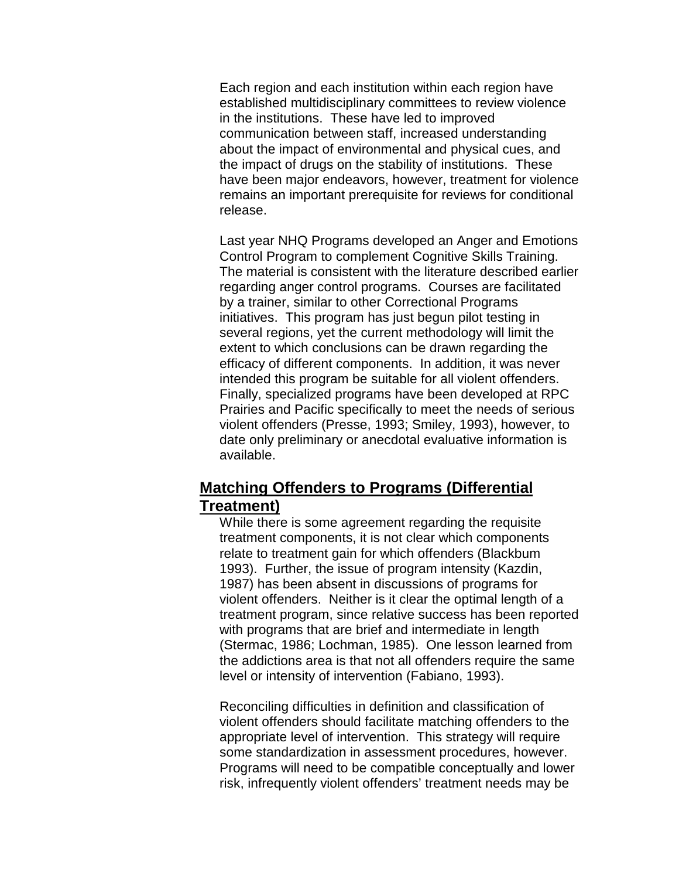Each region and each institution within each region have established multidisciplinary committees to review violence in the institutions. These have led to improved communication between staff, increased understanding about the impact of environmental and physical cues, and the impact of drugs on the stability of institutions. These have been major endeavors, however, treatment for violence remains an important prerequisite for reviews for conditional release.

Last year NHQ Programs developed an Anger and Emotions Control Program to complement Cognitive Skills Training. The material is consistent with the literature described earlier regarding anger control programs. Courses are facilitated by a trainer, similar to other Correctional Programs initiatives. This program has just begun pilot testing in several regions, yet the current methodology will limit the extent to which conclusions can be drawn regarding the efficacy of different components. In addition, it was never intended this program be suitable for all violent offenders. Finally, specialized programs have been developed at RPC Prairies and Pacific specifically to meet the needs of serious violent offenders (Presse, 1993; Smiley, 1993), however, to date only preliminary or anecdotal evaluative information is available.

## Matching Offenders to Programs (Differential Treatment)

While there is some agreement regarding the requisite treatment components, it is not clear which components relate to treatment gain for which offenders (Blackbum 1993). Further, the issue of program intensity (Kazdin, 1987) has been absent in discussions of programs for violent offenders. Neither is it clear the optimal length of a treatment program, since relative success has been reported with programs that are brief and intermediate in length (Stermac, 1986; Lochman, 1985). One lesson learned from the addictions area is that not all offenders require the same level or intensity of intervention (Fabiano, 1993).

Reconciling difficulties in definition and classification of violent offenders should facilitate matching offenders to the appropriate level of intervention. This strategy will require some standardization in assessment procedures, however. Programs will need to be compatible conceptually and lower risk, infrequently violent offenders' treatment needs may be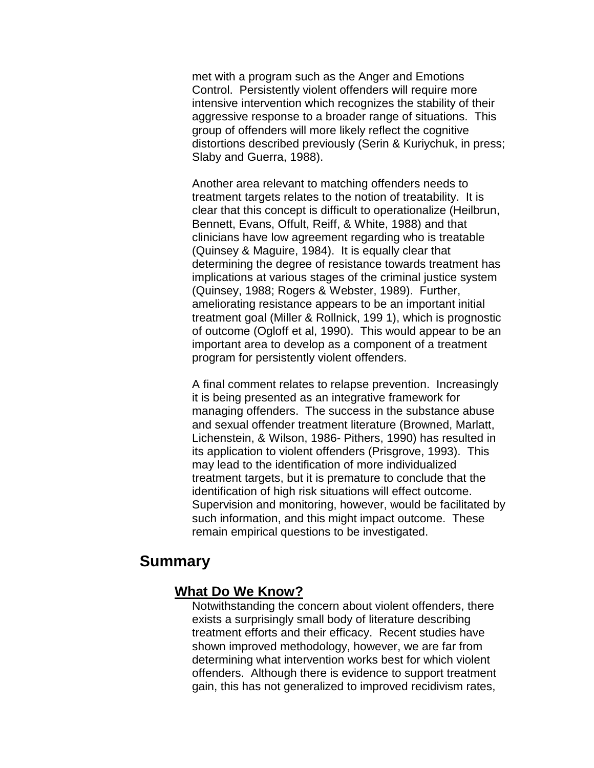met with a program such as the Anger and Emotions Control. Persistently violent offenders will require more intensive intervention which recognizes the stability of their aggressive response to a broader range of situations. This group of offenders will more likely reflect the cognitive distortions described previously (Serin & Kuriychuk, in press; Slaby and Guerra, 1988).

Another area relevant to matching offenders needs to treatment targets relates to the notion of treatability. It is clear that this concept is difficult to operationalize (Heilbrun, Bennett, Evans, Offult, Reiff, & White, 1988) and that clinicians have low agreement regarding who is treatable (Quinsey & Maguire, 1984). It is equally clear that determining the degree of resistance towards treatment has implications at various stages of the criminal justice system (Quinsey, 1988; Rogers & Webster, 1989). Further, ameliorating resistance appears to be an important initial treatment goal (Miller & Rollnick, 199 1), which is prognostic of outcome (Ogloff et al, 1990). This would appear to be an important area to develop as a component of a treatment program for persistently violent offenders.

A final comment relates to relapse prevention. Increasingly it is being presented as an integrative framework for managing offenders. The success in the substance abuse and sexual offender treatment literature (Browned, Marlatt, Lichenstein, & Wilson, 1986- Pithers, 1990) has resulted in its application to violent offenders (Prisgrove, 1993). This may lead to the identification of more individualized treatment targets, but it is premature to conclude that the identification of high risk situations will effect outcome. Supervision and monitoring, however, would be facilitated by such information, and this might impact outcome. These remain empirical questions to be investigated.

## Summary

### What Do We Know?

Notwithstanding the concern about violent offenders, there exists a surprisingly small body of literature describing treatment efforts and their efficacy. Recent studies have shown improved methodology, however, we are far from determining what intervention works best for which violent offenders. Although there is evidence to support treatment gain, this has not generalized to improved recidivism rates,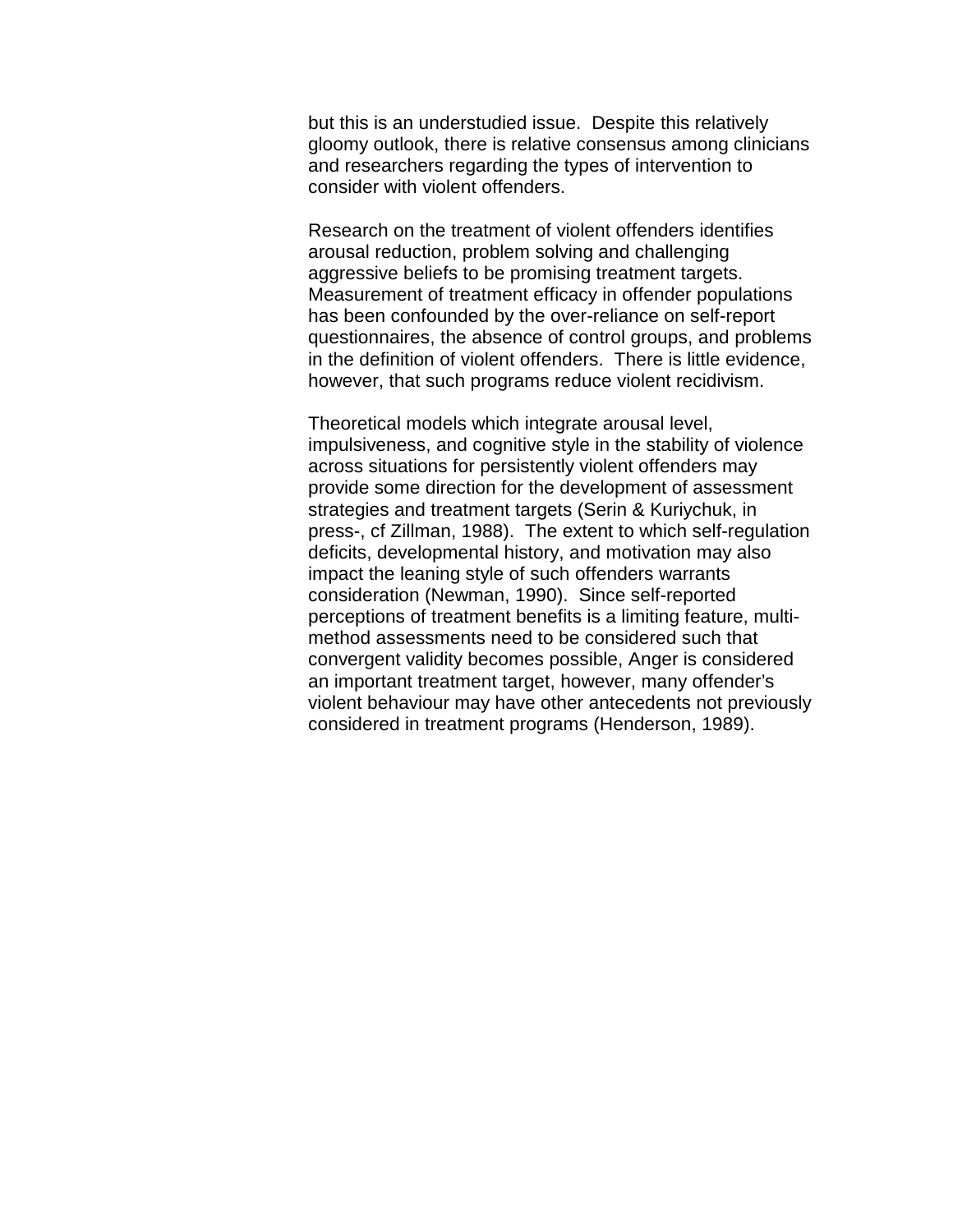but this is an understudied issue.  Despite this relatively gloomy outlook, there is relative consensus among clinicians and researchers regarding the types of intervention to consider with violent offenders.

Research on the treatment of violent offenders identifies arousal reduction, problem solving and challenging aggressive beliefs to be promising treatment targets. Measurement of treatment efficacy in offender populations has been confounded by the over-reliance on self-report questionnaires, the absence of control groups, and problems in the definition of violent offenders.  There is little evidence, however, that such programs reduce violent recidivism.

Theoretical models which integrate arousal level, impulsiveness, and cognitive style in the stability of violence across situations for persistently violent offenders may provide some direction for the development of assessment strategies and treatment targets (Serin & Kuriychuk, in press-, cf Zillman, 1988).  The extent to which self-regulation deficits, developmental history, and motivation may also impact the leaning style of such offenders warrants consideration (Newman, 1990).  Since self-reported perceptions of treatment benefits is a limiting feature, multi-method assessments need to be considered such that convergent validity becomes possible, Anger is considered an important treatment target, however, many offender's violent behaviour may have other antecedents not previously considered in treatment programs (Henderson, 1989).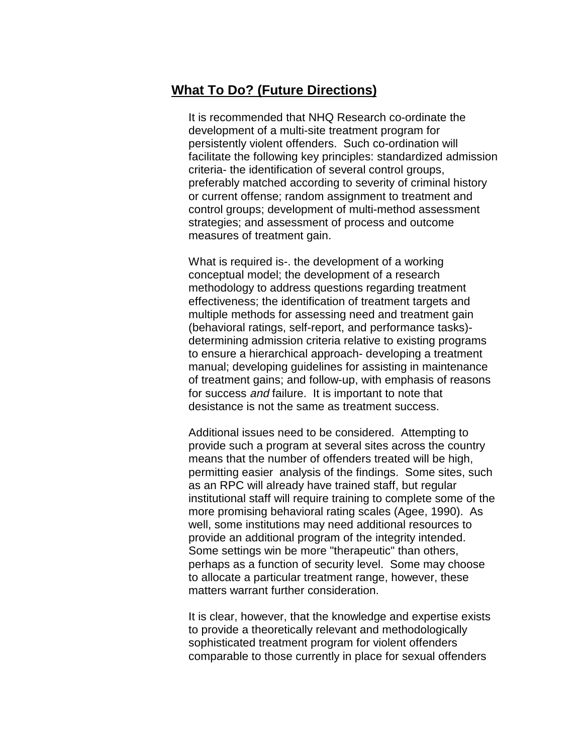## What To Do? (Future Directions)

It is recommended that NHQ Research co-ordinate the development of a multi-site treatment program for persistently violent offenders. Such co-ordination will facilitate the following key principles: standardized admission criteria- the identification of several control groups, preferably matched according to severity of criminal history or current offense; random assignment to treatment and control groups; development of multi-method assessment strategies; and assessment of process and outcome measures of treatment gain.

What is required is-. the development of a working conceptual model; the development of a research methodology to address questions regarding treatment effectiveness; the identification of treatment targets and multiple methods for assessing need and treatment gain (behavioral ratings, self-report, and performance tasks)- determining admission criteria relative to existing programs to ensure a hierarchical approach- developing a treatment manual; developing guidelines for assisting in maintenance of treatment gains; and follow-up, with emphasis of reasons for success *and* failure. It is important to note that desistance is not the same as treatment success.

Additional issues need to be considered. Attempting to provide such a program at several sites across the country means that the number of offenders treated will be high, permitting easier analysis of the findings. Some sites, such as an RPC will already have trained staff, but regular institutional staff will require training to complete some of the more promising behavioral rating scales (Agee, 1990). As well, some institutions may need additional resources to provide an additional program of the integrity intended. Some settings win be more "therapeutic" than others, perhaps as a function of security level. Some may choose to allocate a particular treatment range, however, these matters warrant further consideration.

It is clear, however, that the knowledge and expertise exists to provide a theoretically relevant and methodologically sophisticated treatment program for violent offenders comparable to those currently in place for sexual offenders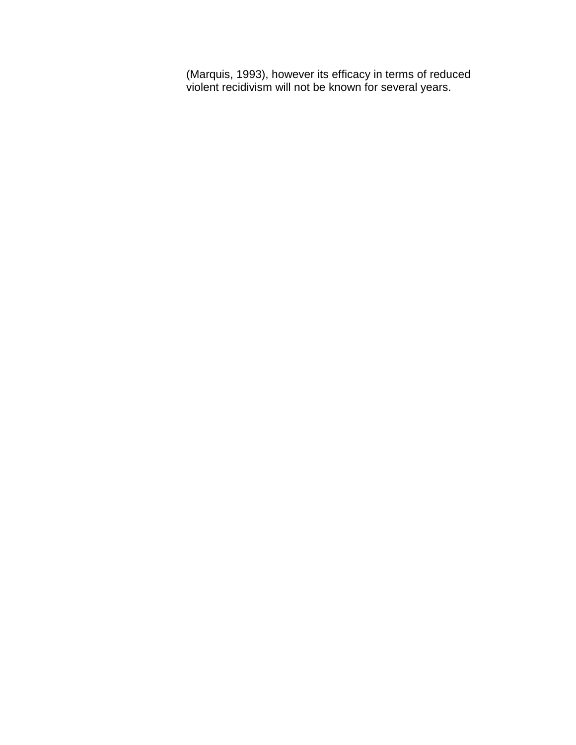(Marquis, 1993), however its efficacy in terms of reduced violent recidivism will not be known for several years.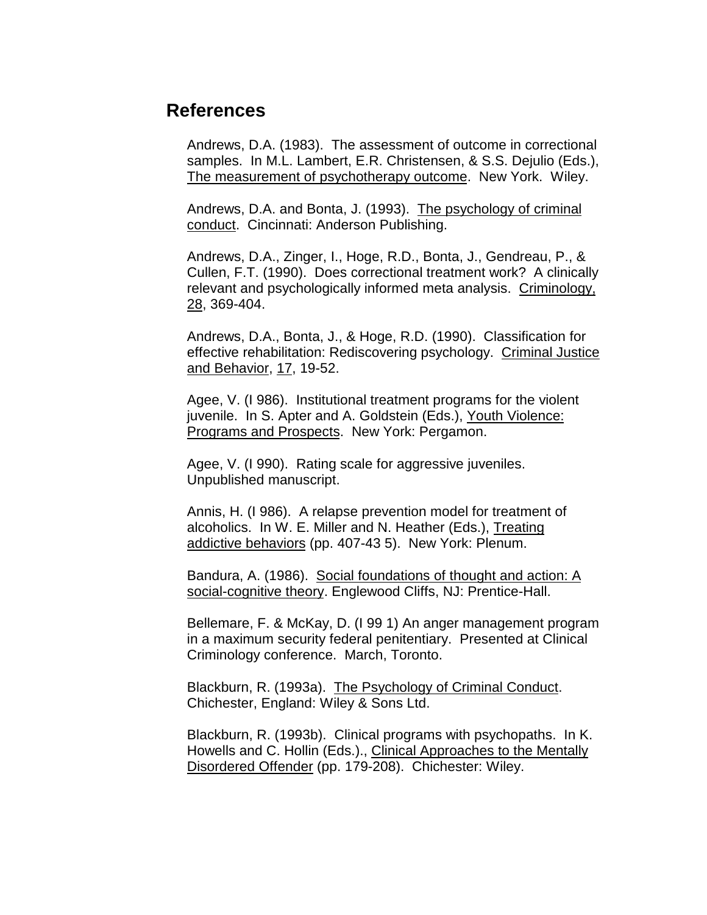## References

Andrews, D.A. (1983). The assessment of outcome in correctional samples. In M.L. Lambert, E.R. Christensen, & S.S. Dejulio (Eds.), The measurement of psychotherapy outcome. New York. Wiley.

Andrews, D.A. and Bonta, J. (1993). The psychology of criminal conduct. Cincinnati: Anderson Publishing.

Andrews, D.A., Zinger, I., Hoge, R.D., Bonta, J., Gendreau, P., & Cullen, F.T. (1990). Does correctional treatment work? A clinically relevant and psychologically informed meta analysis. Criminology, 28, 369-404.

Andrews, D.A., Bonta, J., & Hoge, R.D. (1990). Classification for effective rehabilitation: Rediscovering psychology. Criminal Justice and Behavior, 17, 19-52.

Agee, V. (I 986). Institutional treatment programs for the violent juvenile. In S. Apter and A. Goldstein (Eds.), Youth Violence: Programs and Prospects. New York: Pergamon.

Agee, V. (I 990). Rating scale for aggressive juveniles. Unpublished manuscript.

Annis, H. (I 986). A relapse prevention model for treatment of alcoholics. In W. E. Miller and N. Heather (Eds.), Treating addictive behaviors (pp. 407-43 5). New York: Plenum.

Bandura, A. (1986). Social foundations of thought and action: A social-cognitive theory. Englewood Cliffs, NJ: Prentice-Hall.

Bellemare, F. & McKay, D. (I 99 1) An anger management program in a maximum security federal penitentiary. Presented at Clinical Criminology conference. March, Toronto.

Blackburn, R. (1993a). The Psychology of Criminal Conduct. Chichester, England: Wiley & Sons Ltd.

Blackburn, R. (1993b). Clinical programs with psychopaths. In K. Howells and C. Hollin (Eds.)., Clinical Approaches to the Mentally Disordered Offender (pp. 179-208). Chichester: Wiley.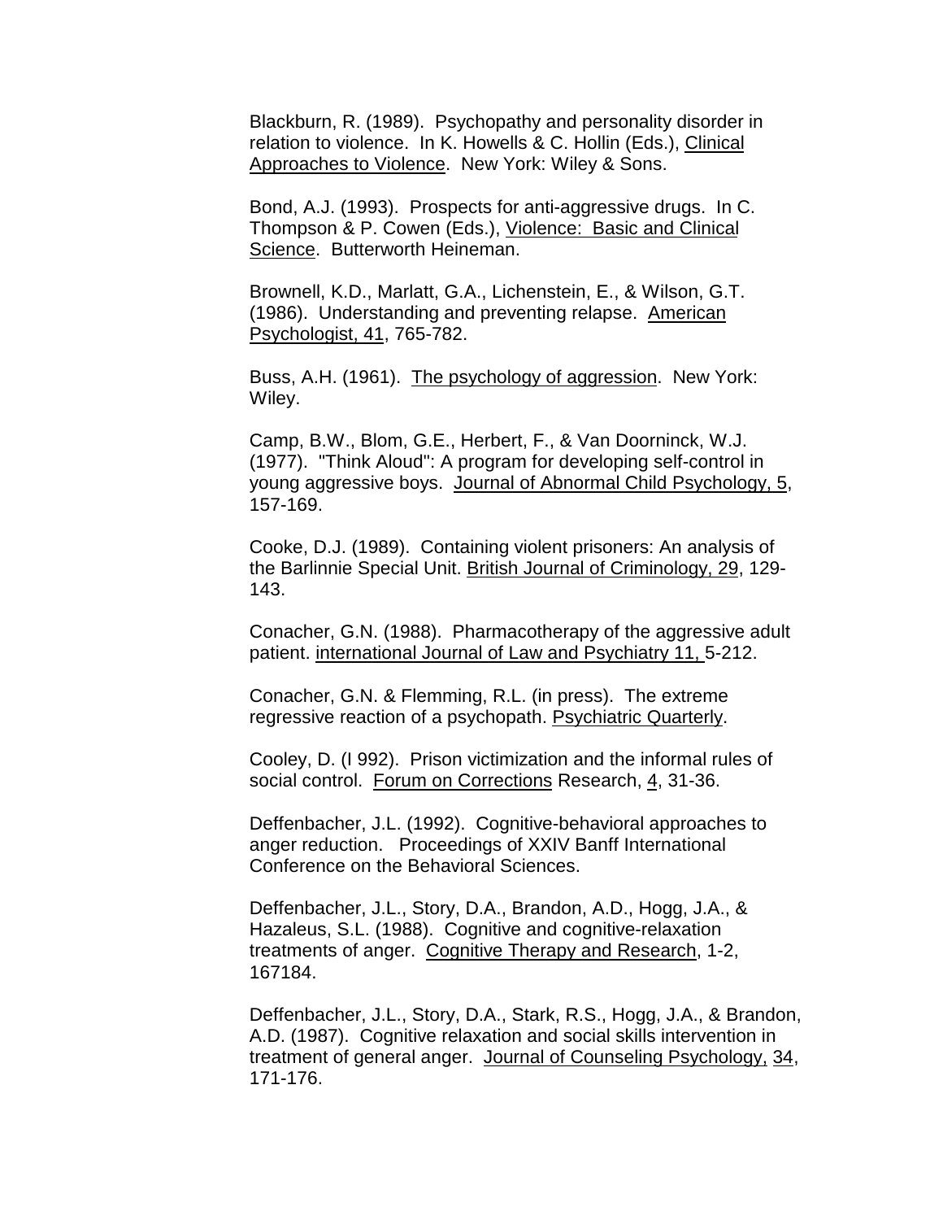Blackburn, R. (1989). Psychopathy and personality disorder in relation to violence. In K. Howells & C. Hollin (Eds.), Clinical Approaches to Violence. New York: Wiley & Sons.

Bond, A.J. (1993). Prospects for anti-aggressive drugs. In C. Thompson & P. Cowen (Eds.), Violence: Basic and Clinical Science. Butterworth Heineman.

Brownell, K.D., Marlatt, G.A., Lichenstein, E., & Wilson, G.T. (1986). Understanding and preventing relapse. American Psychologist, 41, 765-782.

Buss, A.H. (1961). The psychology of aggression. New York: Wiley.

Camp, B.W., Blom, G.E., Herbert, F., & Van Doorninck, W.J. (1977). "Think Aloud": A program for developing self-control in young aggressive boys. Journal of Abnormal Child Psychology, 5, 157-169.

Cooke, D.J. (1989). Containing violent prisoners: An analysis of the Barlinnie Special Unit. British Journal of Criminology, 29, 129-143.

Conacher, G.N. (1988). Pharmacotherapy of the aggressive adult patient. international Journal of Law and Psychiatry 11, 5-212.

Conacher, G.N. & Flemming, R.L. (in press). The extreme regressive reaction of a psychopath. Psychiatric Quarterly.

Cooley, D. (I 992). Prison victimization and the informal rules of social control. Forum on Corrections Research, 4, 31-36.

Deffenbacher, J.L. (1992). Cognitive-behavioral approaches to anger reduction. Proceedings of XXIV Banff International Conference on the Behavioral Sciences.

Deffenbacher, J.L., Story, D.A., Brandon, A.D., Hogg, J.A., & Hazaleus, S.L. (1988). Cognitive and cognitive-relaxation treatments of anger. Cognitive Therapy and Research, 1-2, 167184.

Deffenbacher, J.L., Story, D.A., Stark, R.S., Hogg, J.A., & Brandon, A.D. (1987). Cognitive relaxation and social skills intervention in treatment of general anger. Journal of Counseling Psychology, 34, 171-176.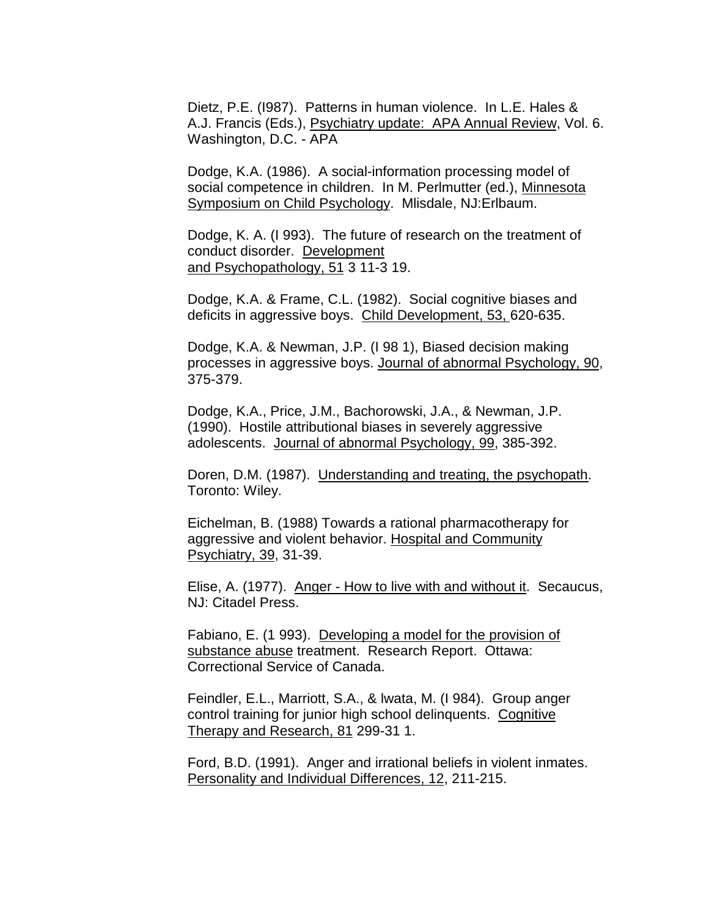Dietz, P.E. (I987). Patterns in human violence. In L.E. Hales & A.J. Francis (Eds.), Psychiatry update: APA Annual Review, Vol. 6. Washington, D.C. - APA

Dodge, K.A. (1986). A social-information processing model of social competence in children. In M. Perlmutter (ed.), Minnesota Symposium on Child Psychology. Mlisdale, NJ:Erlbaum.

Dodge, K. A. (I 993). The future of research on the treatment of conduct disorder. Development and Psychopathology, 51 3 11-3 19.

Dodge, K.A. & Frame, C.L. (1982). Social cognitive biases and deficits in aggressive boys. Child Development, 53, 620-635.

Dodge, K.A. & Newman, J.P. (I 98 1), Biased decision making processes in aggressive boys. Journal of abnormal Psychology, 90, 375-379.

Dodge, K.A., Price, J.M., Bachorowski, J.A., & Newman, J.P. (1990). Hostile attributional biases in severely aggressive adolescents. Journal of abnormal Psychology, 99, 385-392.

Doren, D.M. (1987). Understanding and treating, the psychopath. Toronto: Wiley.

Eichelman, B. (1988) Towards a rational pharmacotherapy for aggressive and violent behavior. Hospital and Community Psychiatry, 39, 31-39.

Elise, A. (1977). Anger - How to live with and without it. Secaucus, NJ: Citadel Press.

Fabiano, E. (1 993). Developing a model for the provision of substance abuse treatment. Research Report. Ottawa: Correctional Service of Canada.

Feindler, E.L., Marriott, S.A., & lwata, M. (I 984). Group anger control training for junior high school delinquents. Cognitive Therapy and Research, 81 299-31 1.

Ford, B.D. (1991). Anger and irrational beliefs in violent inmates. Personality and Individual Differences, 12, 211-215.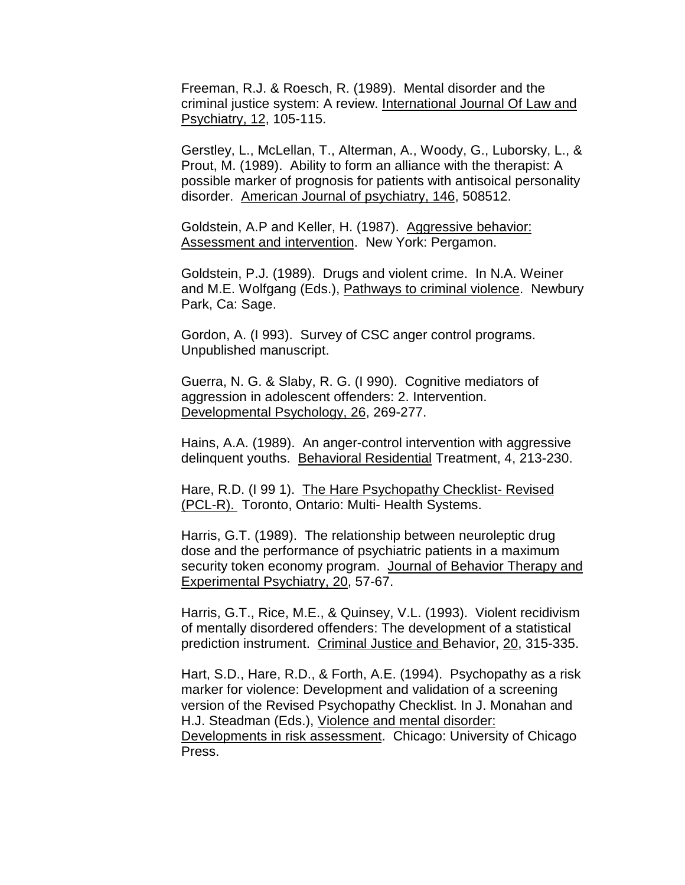Freeman, R.J. & Roesch, R. (1989). Mental disorder and the criminal justice system: A review. International Journal Of Law and Psychiatry, 12, 105-115.

Gerstley, L., McLellan, T., Alterman, A., Woody, G., Luborsky, L., & Prout, M. (1989). Ability to form an alliance with the therapist: A possible marker of prognosis for patients with antisoical personality disorder. American Journal of psychiatry, 146, 508512.

Goldstein, A.P and Keller, H. (1987). Aggressive behavior: Assessment and intervention. New York: Pergamon.

Goldstein, P.J. (1989). Drugs and violent crime. In N.A. Weiner and M.E. Wolfgang (Eds.), Pathways to criminal violence. Newbury Park, Ca: Sage.

Gordon, A. (I 993). Survey of CSC anger control programs. Unpublished manuscript.

Guerra, N. G. & Slaby, R. G. (I 990). Cognitive mediators of aggression in adolescent offenders: 2. Intervention. Developmental Psychology, 26, 269-277.

Hains, A.A. (1989). An anger-control intervention with aggressive delinquent youths. Behavioral Residential Treatment, 4, 213-230.

Hare, R.D. (I 99 1). The Hare Psychopathy Checklist- Revised (PCL-R). Toronto, Ontario: Multi- Health Systems.

Harris, G.T. (1989). The relationship between neuroleptic drug dose and the performance of psychiatric patients in a maximum security token economy program. Journal of Behavior Therapy and Experimental Psychiatry, 20, 57-67.

Harris, G.T., Rice, M.E., & Quinsey, V.L. (1993). Violent recidivism of mentally disordered offenders: The development of a statistical prediction instrument. Criminal Justice and Behavior, 20, 315-335.

Hart, S.D., Hare, R.D., & Forth, A.E. (1994). Psychopathy as a risk marker for violence: Development and validation of a screening version of the Revised Psychopathy Checklist. In J. Monahan and H.J. Steadman (Eds.), Violence and mental disorder: Developments in risk assessment. Chicago: University of Chicago Press.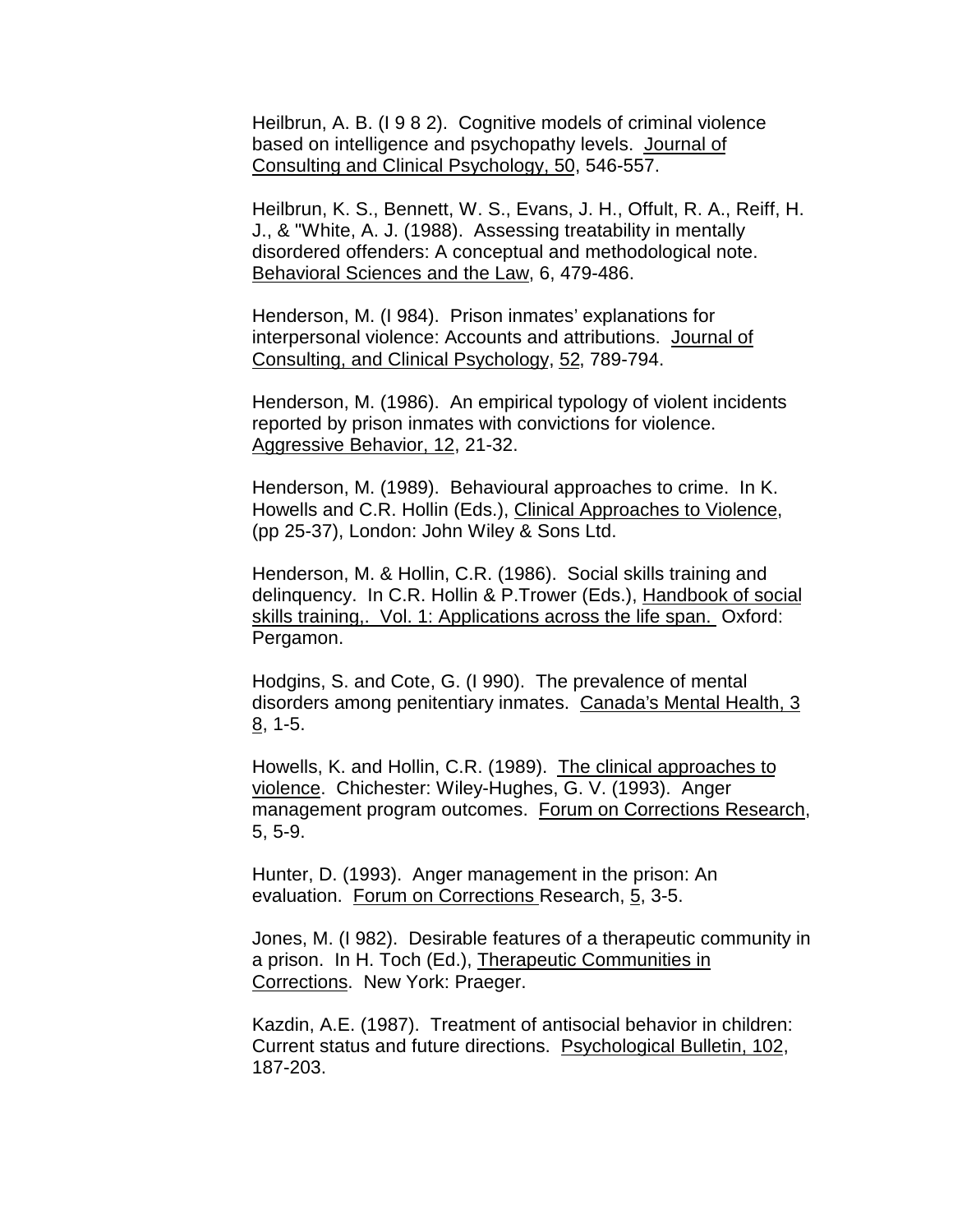Heilbrun, A. B. (I 9 8 2). Cognitive models of criminal violence based on intelligence and psychopathy levels. Journal of Consulting and Clinical Psychology, 50, 546-557.

Heilbrun, K. S., Bennett, W. S., Evans, J. H., Offult, R. A., Reiff, H. J., & "White, A. J. (1988). Assessing treatability in mentally disordered offenders: A conceptual and methodological note. Behavioral Sciences and the Law, 6, 479-486.

Henderson, M. (I 984). Prison inmates' explanations for interpersonal violence: Accounts and attributions. Journal of Consulting, and Clinical Psychology, 52, 789-794.

Henderson, M. (1986). An empirical typology of violent incidents reported by prison inmates with convictions for violence. Aggressive Behavior, 12, 21-32.

Henderson, M. (1989). Behavioural approaches to crime. In K. Howells and C.R. Hollin (Eds.), Clinical Approaches to Violence, (pp 25-37), London: John Wiley & Sons Ltd.

Henderson, M. & Hollin, C.R. (1986). Social skills training and delinquency. In C.R. Hollin & P.Trower (Eds.), Handbook of social skills training,. Vol. 1: Applications across the life span. Oxford: Pergamon.

Hodgins, S. and Cote, G. (I 990). The prevalence of mental disorders among penitentiary inmates. Canada's Mental Health, 3 8, 1-5.

Howells, K. and Hollin, C.R. (1989). The clinical approaches to violence. Chichester: Wiley-Hughes, G. V. (1993). Anger management program outcomes. Forum on Corrections Research, 5, 5-9.

Hunter, D. (1993). Anger management in the prison: An evaluation. Forum on Corrections Research, 5, 3-5.

Jones, M. (I 982). Desirable features of a therapeutic community in a prison. In H. Toch (Ed.), Therapeutic Communities in Corrections. New York: Praeger.

Kazdin, A.E. (1987). Treatment of antisocial behavior in children: Current status and future directions. Psychological Bulletin, 102, 187-203.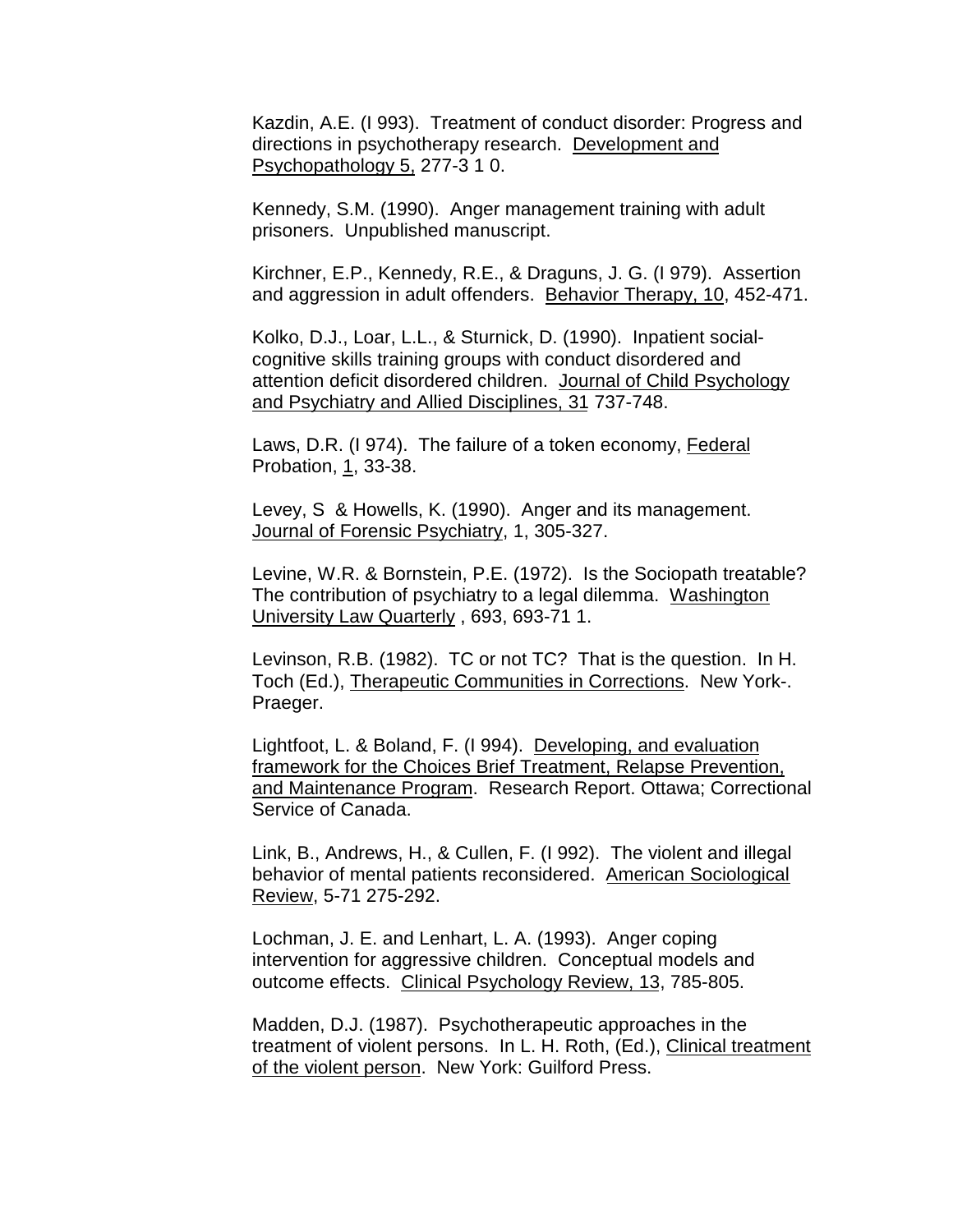Kazdin, A.E. (I 993). Treatment of conduct disorder: Progress and directions in psychotherapy research. Development and Psychopathology 5, 277-3 1 0.

Kennedy, S.M. (1990). Anger management training with adult prisoners. Unpublished manuscript.

Kirchner, E.P., Kennedy, R.E., & Draguns, J. G. (I 979). Assertion and aggression in adult offenders. Behavior Therapy, 10, 452-471.

Kolko, D.J., Loar, L.L., & Sturnick, D. (1990). Inpatient social-cognitive skills training groups with conduct disordered and attention deficit disordered children. Journal of Child Psychology and Psychiatry and Allied Disciplines, 31 737-748.

Laws, D.R. (I 974). The failure of a token economy, Federal Probation, 1, 33-38.

Levey, S & Howells, K. (1990). Anger and its management. Journal of Forensic Psychiatry, 1, 305-327.

Levine, W.R. & Bornstein, P.E. (1972). Is the Sociopath treatable? The contribution of psychiatry to a legal dilemma. Washington University Law Quarterly , 693, 693-71 1.

Levinson, R.B. (1982). TC or not TC? That is the question. In H. Toch (Ed.), Therapeutic Communities in Corrections. New York-. Praeger.

Lightfoot, L. & Boland, F. (I 994). Developing, and evaluation framework for the Choices Brief Treatment, Relapse Prevention, and Maintenance Program. Research Report. Ottawa; Correctional Service of Canada.

Link, B., Andrews, H., & Cullen, F. (I 992). The violent and illegal behavior of mental patients reconsidered. American Sociological Review, 5-71 275-292.

Lochman, J. E. and Lenhart, L. A. (1993). Anger coping intervention for aggressive children. Conceptual models and outcome effects. Clinical Psychology Review, 13, 785-805.

Madden, D.J. (1987). Psychotherapeutic approaches in the treatment of violent persons. In L. H. Roth, (Ed.), Clinical treatment of the violent person. New York: Guilford Press.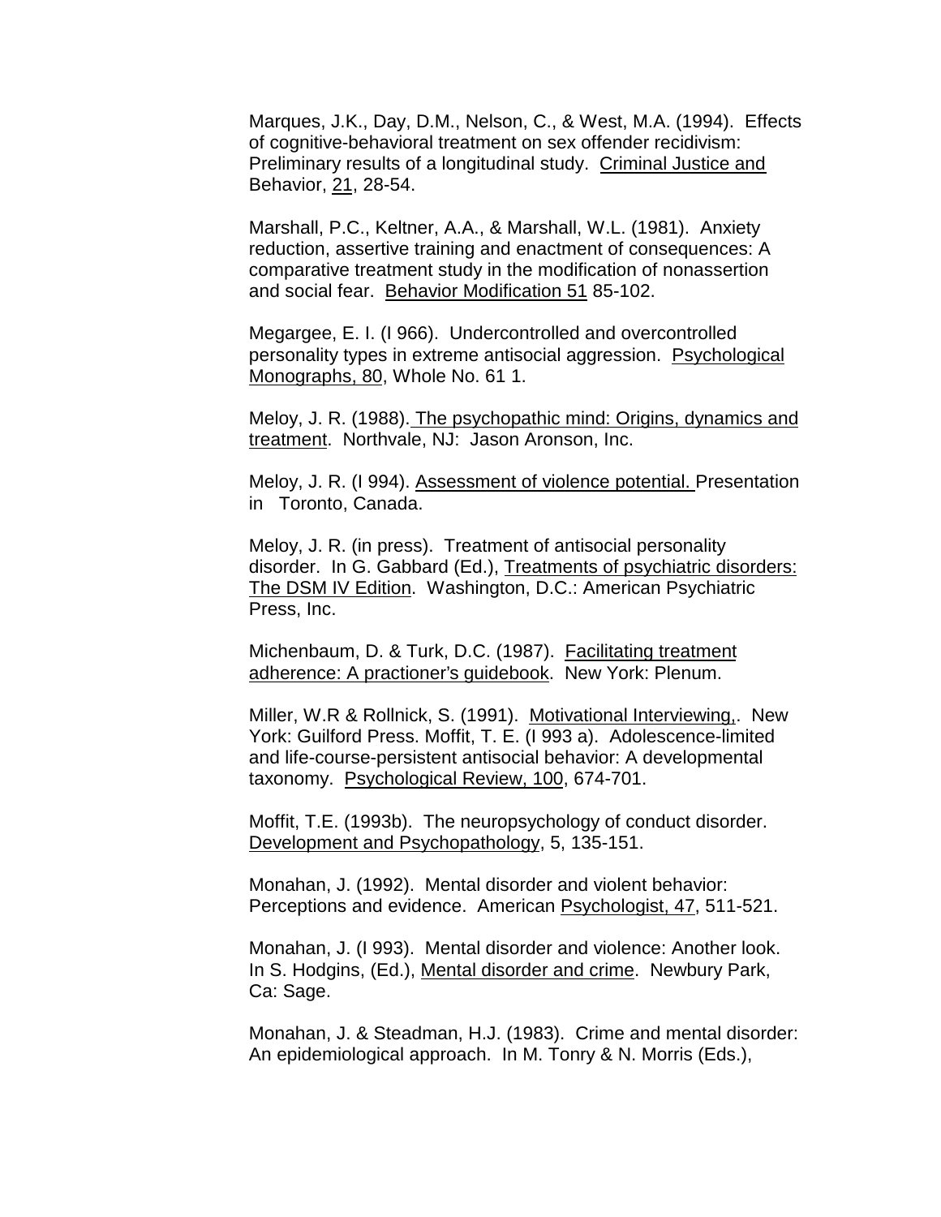Marques, J.K., Day, D.M., Nelson, C., & West, M.A. (1994). Effects of cognitive-behavioral treatment on sex offender recidivism: Preliminary results of a longitudinal study. Criminal Justice and Behavior, 21, 28-54.

Marshall, P.C., Keltner, A.A., & Marshall, W.L. (1981). Anxiety reduction, assertive training and enactment of consequences: A comparative treatment study in the modification of nonassertion and social fear. Behavior Modification 51 85-102.

Megargee, E. I. (I 966). Undercontrolled and overcontrolled personality types in extreme antisocial aggression. Psychological Monographs, 80, Whole No. 61 1.

Meloy, J. R. (1988). The psychopathic mind: Origins, dynamics and treatment. Northvale, NJ: Jason Aronson, Inc.

Meloy, J. R. (I 994). Assessment of violence potential. Presentation in Toronto, Canada.

Meloy, J. R. (in press). Treatment of antisocial personality disorder. In G. Gabbard (Ed.), Treatments of psychiatric disorders: The DSM IV Edition. Washington, D.C.: American Psychiatric Press, Inc.

Michenbaum, D. & Turk, D.C. (1987). Facilitating treatment adherence: A practioner's guidebook. New York: Plenum.

Miller, W.R & Rollnick, S. (1991). Motivational Interviewing,. New York: Guilford Press. Moffit, T. E. (I 993 a). Adolescence-limited and life-course-persistent antisocial behavior: A developmental taxonomy. Psychological Review, 100, 674-701.

Moffit, T.E. (1993b). The neuropsychology of conduct disorder. Development and Psychopathology, 5, 135-151.

Monahan, J. (1992). Mental disorder and violent behavior: Perceptions and evidence. American Psychologist, 47, 511-521.

Monahan, J. (I 993). Mental disorder and violence: Another look. In S. Hodgins, (Ed.), Mental disorder and crime. Newbury Park, Ca: Sage.

Monahan, J. & Steadman, H.J. (1983). Crime and mental disorder: An epidemiological approach. In M. Tonry & N. Morris (Eds.),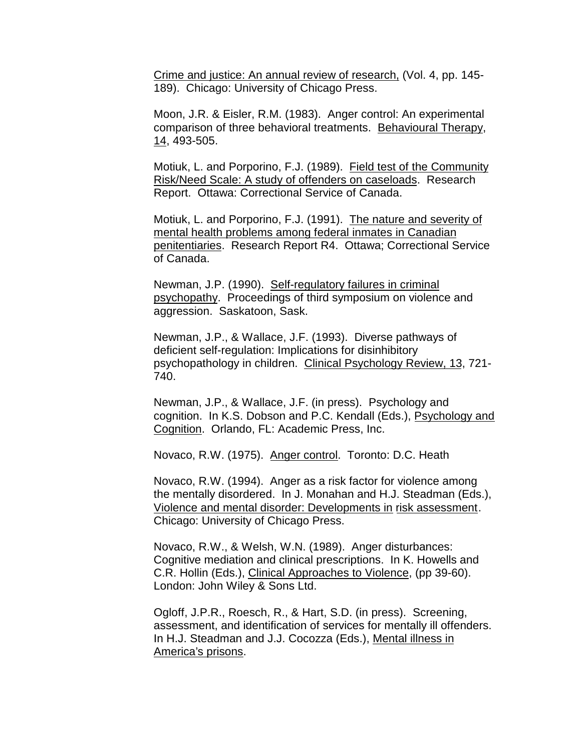Crime and justice: An annual review of research, (Vol. 4, pp. 145-189). Chicago: University of Chicago Press.

Moon, J.R. & Eisler, R.M. (1983). Anger control: An experimental comparison of three behavioral treatments. Behavioural Therapy, 14, 493-505.

Motiuk, L. and Porporino, F.J. (1989). Field test of the Community Risk/Need Scale: A study of offenders on caseloads. Research Report. Ottawa: Correctional Service of Canada.

Motiuk, L. and Porporino, F.J. (1991). The nature and severity of mental health problems among federal inmates in Canadian penitentiaries. Research Report R4. Ottawa; Correctional Service of Canada.

Newman, J.P. (1990). Self-regulatory failures in criminal psychopathy. Proceedings of third symposium on violence and aggression. Saskatoon, Sask.

Newman, J.P., & Wallace, J.F. (1993). Diverse pathways of deficient self-regulation: Implications for disinhibitory psychopathology in children. Clinical Psychology Review, 13, 721-740.

Newman, J.P., & Wallace, J.F. (in press). Psychology and cognition. In K.S. Dobson and P.C. Kendall (Eds.), Psychology and Cognition. Orlando, FL: Academic Press, Inc.

Novaco, R.W. (1975). Anger control. Toronto: D.C. Heath

Novaco, R.W. (1994). Anger as a risk factor for violence among the mentally disordered. In J. Monahan and H.J. Steadman (Eds.), Violence and mental disorder: Developments in risk assessment. Chicago: University of Chicago Press.

Novaco, R.W., & Welsh, W.N. (1989). Anger disturbances: Cognitive mediation and clinical prescriptions. In K. Howells and C.R. Hollin (Eds.), Clinical Approaches to Violence, (pp 39-60). London: John Wiley & Sons Ltd.

Ogloff, J.P.R., Roesch, R., & Hart, S.D. (in press). Screening, assessment, and identification of services for mentally ill offenders. In H.J. Steadman and J.J. Cocozza (Eds.), Mental illness in America's prisons.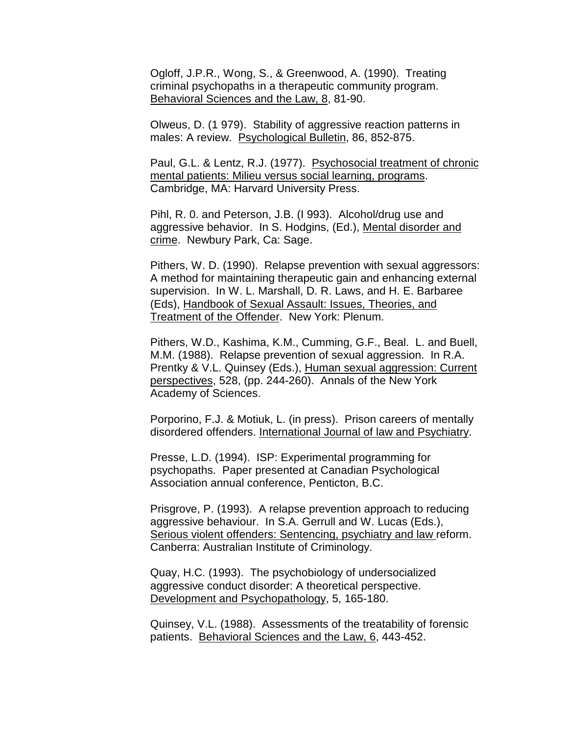Ogloff, J.P.R., Wong, S., & Greenwood, A. (1990). Treating criminal psychopaths in a therapeutic community program. Behavioral Sciences and the Law, 8, 81-90.

Olweus, D. (1 979). Stability of aggressive reaction patterns in males: A review. Psychological Bulletin, 86, 852-875.

Paul, G.L. & Lentz, R.J. (1977). Psychosocial treatment of chronic mental patients: Milieu versus social learning, programs. Cambridge, MA: Harvard University Press.

Pihl, R. 0. and Peterson, J.B. (I 993). Alcohol/drug use and aggressive behavior. In S. Hodgins, (Ed.), Mental disorder and crime. Newbury Park, Ca: Sage.

Pithers, W. D. (1990). Relapse prevention with sexual aggressors: A method for maintaining therapeutic gain and enhancing external supervision. In W. L. Marshall, D. R. Laws, and H. E. Barbaree (Eds), Handbook of Sexual Assault: Issues, Theories, and Treatment of the Offender. New York: Plenum.

Pithers, W.D., Kashima, K.M., Cumming, G.F., Beal. L. and Buell, M.M. (1988). Relapse prevention of sexual aggression. In R.A. Prentky & V.L. Quinsey (Eds.), Human sexual aggression: Current perspectives, 528, (pp. 244-260). Annals of the New York Academy of Sciences.

Porporino, F.J. & Motiuk, L. (in press). Prison careers of mentally disordered offenders. International Journal of law and Psychiatry.

Presse, L.D. (1994). ISP: Experimental programming for psychopaths. Paper presented at Canadian Psychological Association annual conference, Penticton, B.C.

Prisgrove, P. (1993). A relapse prevention approach to reducing aggressive behaviour. In S.A. Gerrull and W. Lucas (Eds.), Serious violent offenders: Sentencing, psychiatry and law reform. Canberra: Australian Institute of Criminology.

Quay, H.C. (1993). The psychobiology of undersocialized aggressive conduct disorder: A theoretical perspective. Development and Psychopathology, 5, 165-180.

Quinsey, V.L. (1988). Assessments of the treatability of forensic patients. Behavioral Sciences and the Law, 6, 443-452.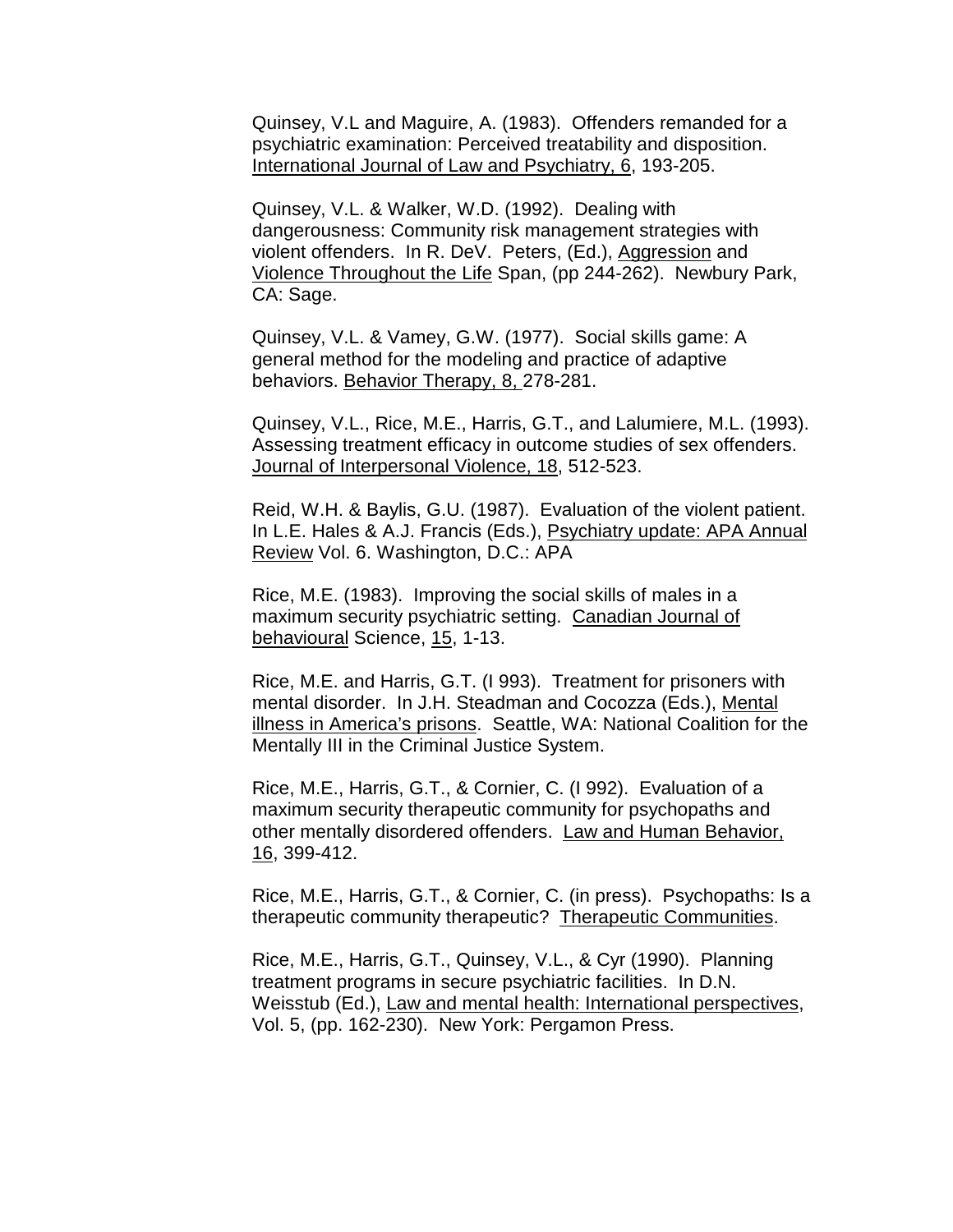Quinsey, V.L and Maguire, A. (1983). Offenders remanded for a psychiatric examination: Perceived treatability and disposition. International Journal of Law and Psychiatry, 6, 193-205.

Quinsey, V.L. & Walker, W.D. (1992). Dealing with dangerousness: Community risk management strategies with violent offenders. In R. DeV. Peters, (Ed.), Aggression and Violence Throughout the Life Span, (pp 244-262). Newbury Park, CA: Sage.

Quinsey, V.L. & Vamey, G.W. (1977). Social skills game: A general method for the modeling and practice of adaptive behaviors. Behavior Therapy, 8, 278-281.

Quinsey, V.L., Rice, M.E., Harris, G.T., and Lalumiere, M.L. (1993). Assessing treatment efficacy in outcome studies of sex offenders. Journal of Interpersonal Violence, 18, 512-523.

Reid, W.H. & Baylis, G.U. (1987). Evaluation of the violent patient. In L.E. Hales & A.J. Francis (Eds.), Psychiatry update: APA Annual Review Vol. 6. Washington, D.C.: APA

Rice, M.E. (1983). Improving the social skills of males in a maximum security psychiatric setting. Canadian Journal of behavioural Science, 15, 1-13.

Rice, M.E. and Harris, G.T. (I 993). Treatment for prisoners with mental disorder. In J.H. Steadman and Cocozza (Eds.), Mental illness in America's prisons. Seattle, WA: National Coalition for the Mentally III in the Criminal Justice System.

Rice, M.E., Harris, G.T., & Cornier, C. (I 992). Evaluation of a maximum security therapeutic community for psychopaths and other mentally disordered offenders. Law and Human Behavior, 16, 399-412.

Rice, M.E., Harris, G.T., & Cornier, C. (in press). Psychopaths: Is a therapeutic community therapeutic? Therapeutic Communities.

Rice, M.E., Harris, G.T., Quinsey, V.L., & Cyr (1990). Planning treatment programs in secure psychiatric facilities. In D.N. Weisstub (Ed.), Law and mental health: International perspectives, Vol. 5, (pp. 162-230). New York: Pergamon Press.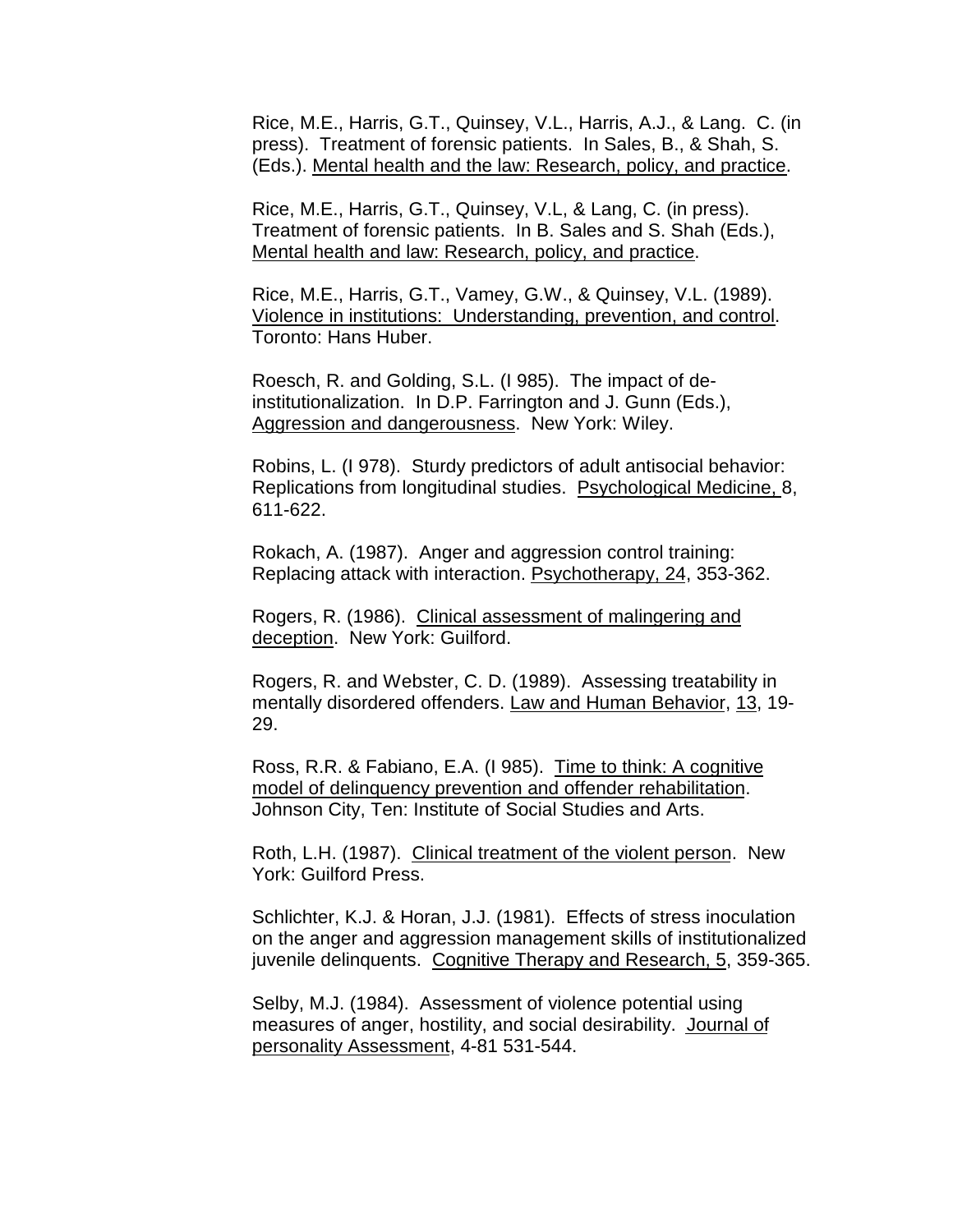Rice, M.E., Harris, G.T., Quinsey, V.L., Harris, A.J., & Lang. C. (in press). Treatment of forensic patients. In Sales, B., & Shah, S. (Eds.). Mental health and the law: Research, policy, and practice.

Rice, M.E., Harris, G.T., Quinsey, V.L, & Lang, C. (in press). Treatment of forensic patients. In B. Sales and S. Shah (Eds.), Mental health and law: Research, policy, and practice.

Rice, M.E., Harris, G.T., Vamey, G.W., & Quinsey, V.L. (1989). Violence in institutions: Understanding, prevention, and control. Toronto: Hans Huber.

Roesch, R. and Golding, S.L. (I 985). The impact of de-institutionalization. In D.P. Farrington and J. Gunn (Eds.), Aggression and dangerousness. New York: Wiley.

Robins, L. (I 978). Sturdy predictors of adult antisocial behavior: Replications from longitudinal studies. Psychological Medicine, 8, 611-622.

Rokach, A. (1987). Anger and aggression control training: Replacing attack with interaction. Psychotherapy, 24, 353-362.

Rogers, R. (1986). Clinical assessment of malingering and deception. New York: Guilford.

Rogers, R. and Webster, C. D. (1989). Assessing treatability in mentally disordered offenders. Law and Human Behavior, 13, 19-29.

Ross, R.R. & Fabiano, E.A. (I 985). Time to think: A cognitive model of delinquency prevention and offender rehabilitation. Johnson City, Ten: Institute of Social Studies and Arts.

Roth, L.H. (1987). Clinical treatment of the violent person. New York: Guilford Press.

Schlichter, K.J. & Horan, J.J. (1981). Effects of stress inoculation on the anger and aggression management skills of institutionalized juvenile delinquents. Cognitive Therapy and Research, 5, 359-365.

Selby, M.J. (1984). Assessment of violence potential using measures of anger, hostility, and social desirability. Journal of personality Assessment, 4-81 531-544.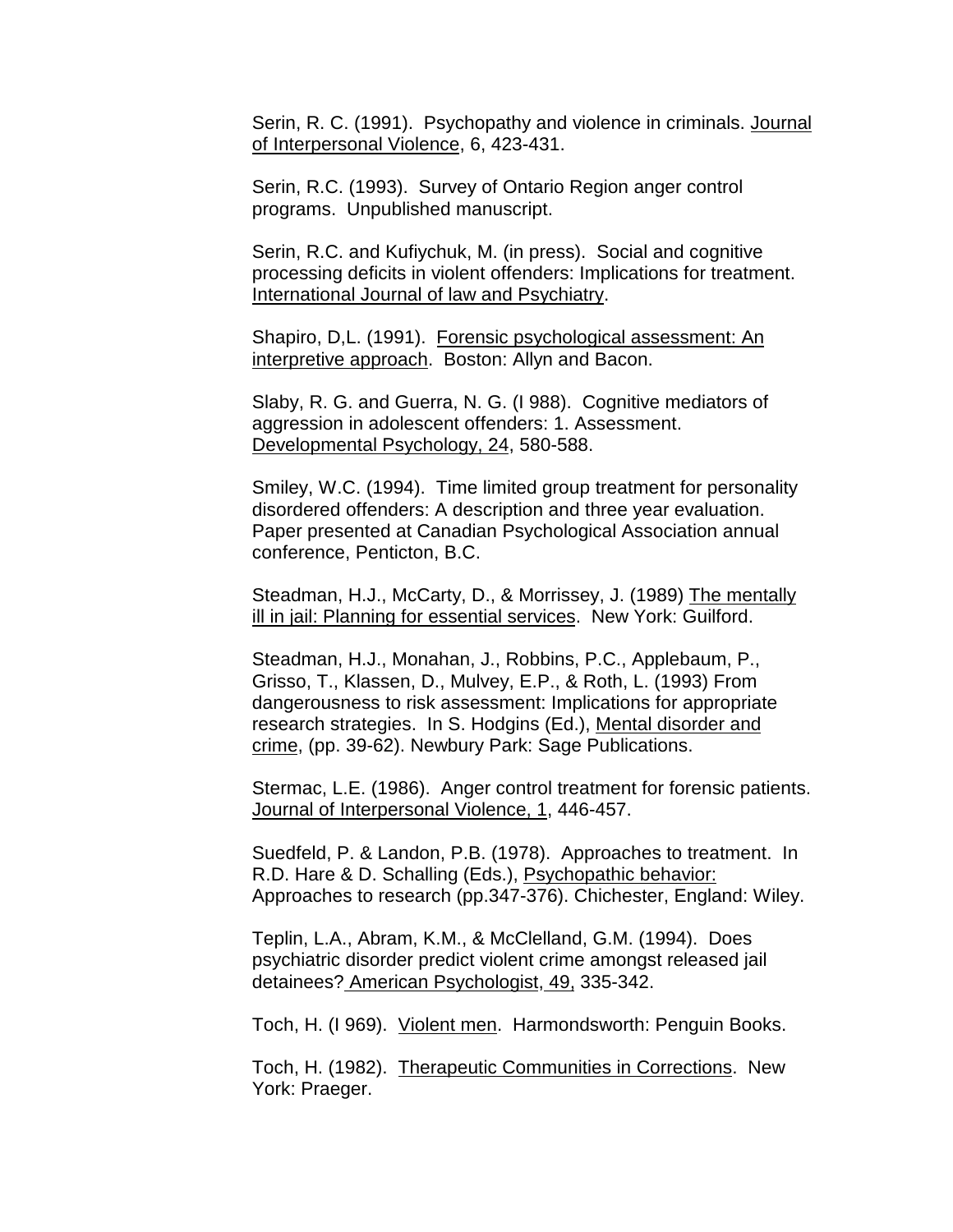Serin, R. C. (1991). Psychopathy and violence in criminals. Journal of Interpersonal Violence, 6, 423-431.

Serin, R.C. (1993). Survey of Ontario Region anger control programs. Unpublished manuscript.

Serin, R.C. and Kufiychuk, M. (in press). Social and cognitive processing deficits in violent offenders: Implications for treatment. International Journal of law and Psychiatry.

Shapiro, D,L. (1991). Forensic psychological assessment: An interpretive approach. Boston: Allyn and Bacon.

Slaby, R. G. and Guerra, N. G. (I 988). Cognitive mediators of aggression in adolescent offenders: 1. Assessment. Developmental Psychology, 24, 580-588.

Smiley, W.C. (1994). Time limited group treatment for personality disordered offenders: A description and three year evaluation. Paper presented at Canadian Psychological Association annual conference, Penticton, B.C.

Steadman, H.J., McCarty, D., & Morrissey, J. (1989) The mentally ill in jail: Planning for essential services. New York: Guilford.

Steadman, H.J., Monahan, J., Robbins, P.C., Applebaum, P., Grisso, T., Klassen, D., Mulvey, E.P., & Roth, L. (1993) From dangerousness to risk assessment: Implications for appropriate research strategies. In S. Hodgins (Ed.), Mental disorder and crime, (pp. 39-62). Newbury Park: Sage Publications.

Stermac, L.E. (1986). Anger control treatment for forensic patients. Journal of Interpersonal Violence, 1, 446-457.

Suedfeld, P. & Landon, P.B. (1978). Approaches to treatment. In R.D. Hare & D. Schalling (Eds.), Psychopathic behavior: Approaches to research (pp.347-376). Chichester, England: Wiley.

Teplin, L.A., Abram, K.M., & McClelland, G.M. (1994). Does psychiatric disorder predict violent crime amongst released jail detainees? American Psychologist, 49, 335-342.

Toch, H. (I 969). Violent men. Harmondsworth: Penguin Books.

Toch, H. (1982). Therapeutic Communities in Corrections. New York: Praeger.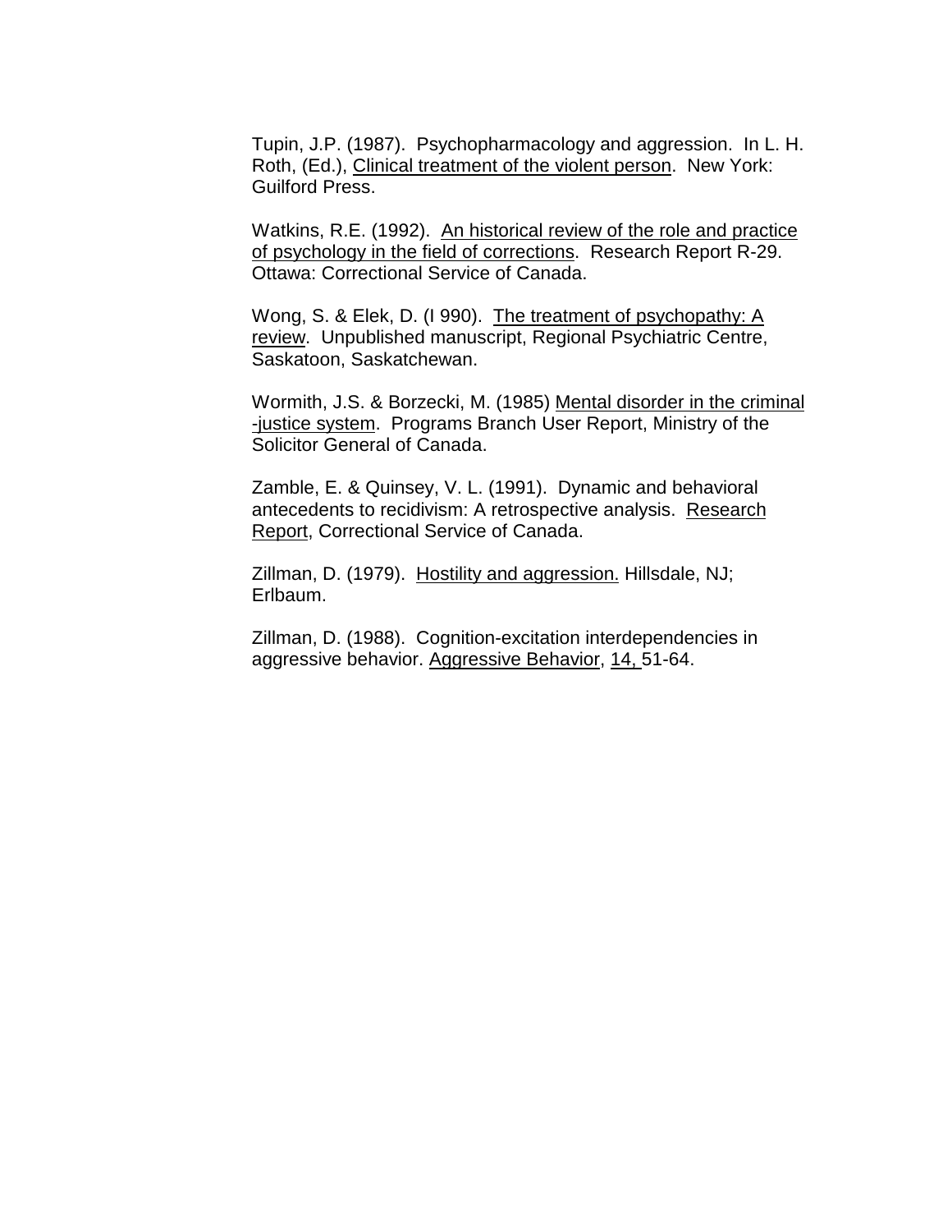Tupin, J.P. (1987). Psychopharmacology and aggression. In L. H. Roth, (Ed.), <u>Clinical treatment of the violent person</u>. New York: Guilford Press.

Watkins, R.E. (1992). <u>An historical review of the role and practice of psychology in the field of corrections</u>. Research Report R-29. Ottawa: Correctional Service of Canada.

Wong, S. & Elek, D. (I 990). <u>The treatment of psychopathy: A review</u>. Unpublished manuscript, Regional Psychiatric Centre, Saskatoon, Saskatchewan.

Wormith, J.S. & Borzecki, M. (1985) <u>Mental disorder in the criminal -justice system</u>. Programs Branch User Report, Ministry of the Solicitor General of Canada.

Zamble, E. & Quinsey, V. L. (1991). Dynamic and behavioral antecedents to recidivism: A retrospective analysis. <u>Research Report</u>, Correctional Service of Canada.

Zillman, D. (1979). <u>Hostility and aggression.</u> Hillsdale, NJ; Erlbaum.

Zillman, D. (1988). Cognition-excitation interdependencies in aggressive behavior. <u>Aggressive Behavior</u>, <u>14,</u> 51-64.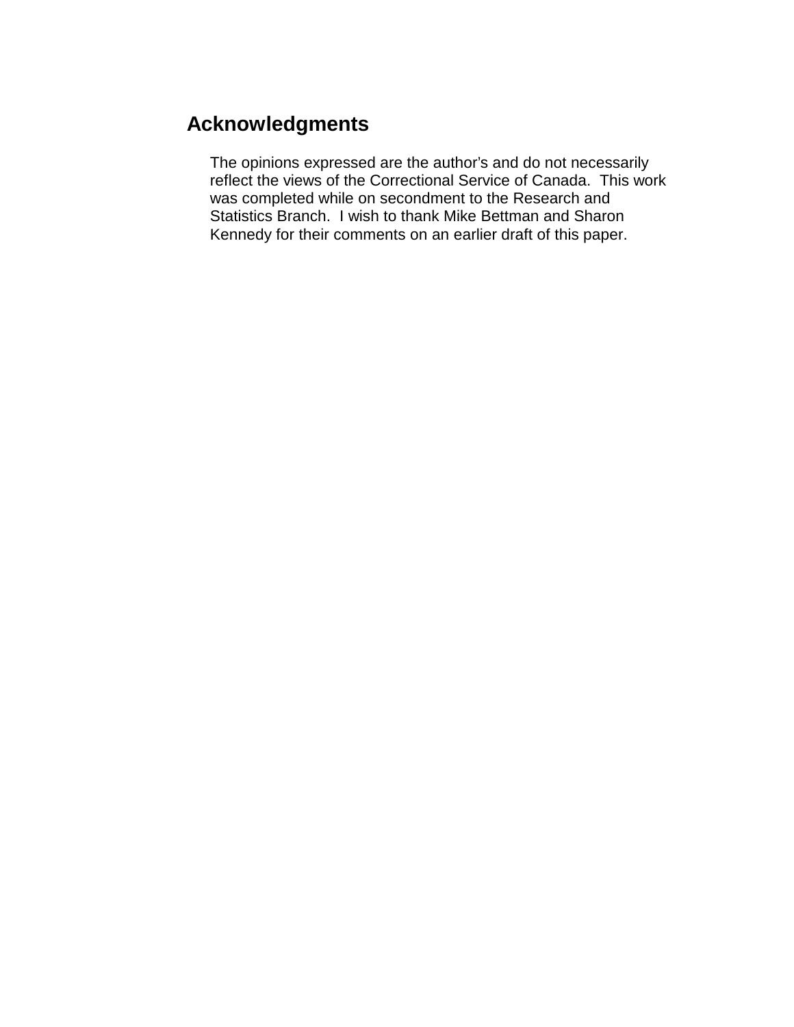## Acknowledgments

The opinions expressed are the author's and do not necessarily reflect the views of the Correctional Service of Canada. This work was completed while on secondment to the Research and Statistics Branch. I wish to thank Mike Bettman and Sharon Kennedy for their comments on an earlier draft of this paper.